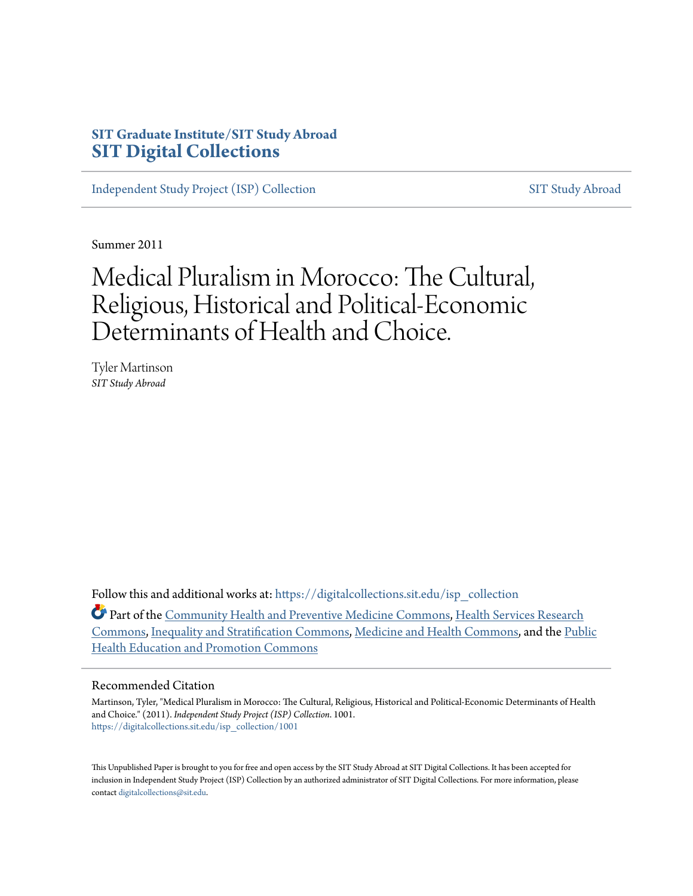SIT Graduate Institute/SIT Study Abroad
**SIT Digital Collections**

Independent Study Project (ISP) Collection | SIT Study Abroad

Summer 2011

# Medical Pluralism in Morocco: The Cultural, Religious, Historical and Political-Economic Determinants of Health and Choice.

Tyler Martinson
*SIT Study Abroad*

Follow this and additional works at: https://digitalcollections.sit.edu/isp_collection

Part of the Community Health and Preventive Medicine Commons, Health Services Research Commons, Inequality and Stratification Commons, Medicine and Health Commons, and the Public Health Education and Promotion Commons

## Recommended Citation

Martinson, Tyler, "Medical Pluralism in Morocco: The Cultural, Religious, Historical and Political-Economic Determinants of Health and Choice." (2011). *Independent Study Project (ISP) Collection*. 1001.
https://digitalcollections.sit.edu/isp_collection/1001

This Unpublished Paper is brought to you for free and open access by the SIT Study Abroad at SIT Digital Collections. It has been accepted for inclusion in Independent Study Project (ISP) Collection by an authorized administrator of SIT Digital Collections. For more information, please contact digitalcollections@sit.edu.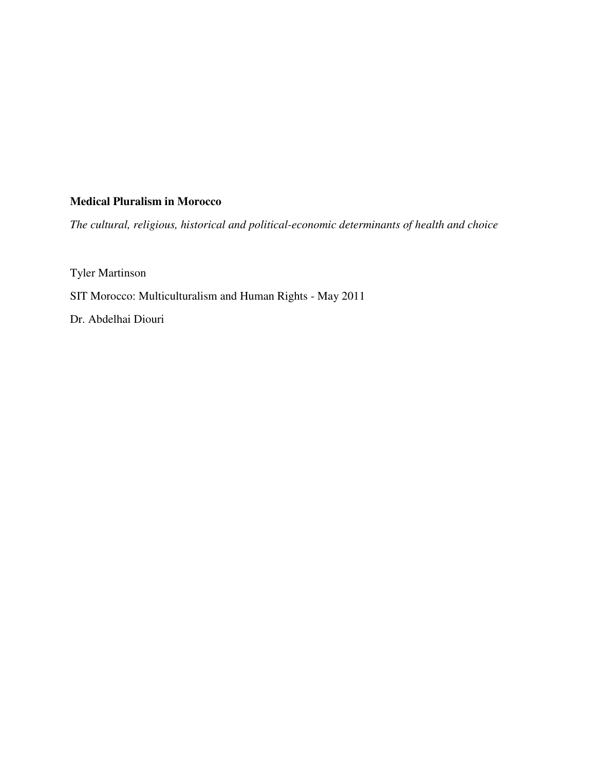**Medical Pluralism in Morocco**

*The cultural, religious, historical and political-economic determinants of health and choice*

Tyler Martinson

SIT Morocco: Multiculturalism and Human Rights - May 2011

Dr. Abdelhai Diouri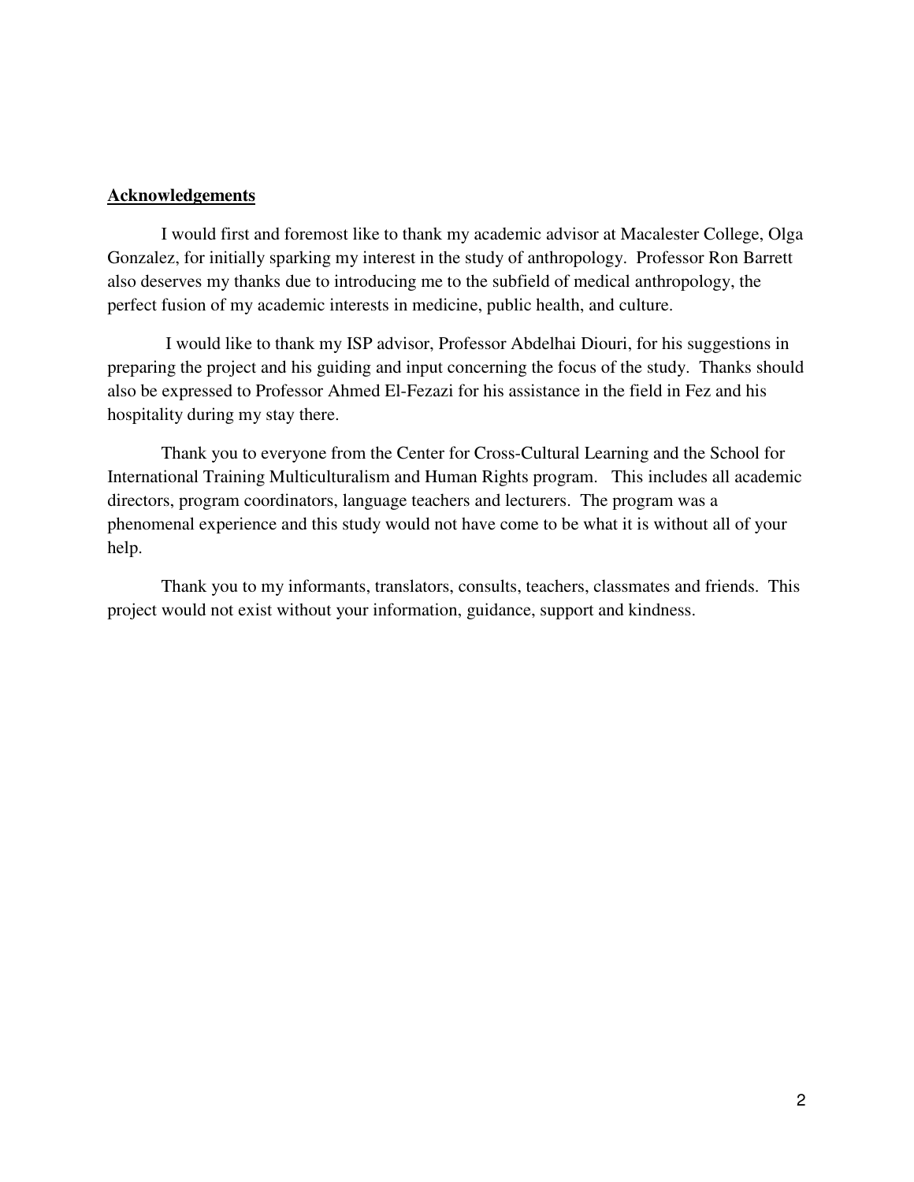## Acknowledgements

I would first and foremost like to thank my academic advisor at Macalester College, Olga Gonzalez, for initially sparking my interest in the study of anthropology. Professor Ron Barrett also deserves my thanks due to introducing me to the subfield of medical anthropology, the perfect fusion of my academic interests in medicine, public health, and culture.

I would like to thank my ISP advisor, Professor Abdelhai Diouri, for his suggestions in preparing the project and his guiding and input concerning the focus of the study. Thanks should also be expressed to Professor Ahmed El-Fezazi for his assistance in the field in Fez and his hospitality during my stay there.

Thank you to everyone from the Center for Cross-Cultural Learning and the School for International Training Multiculturalism and Human Rights program. This includes all academic directors, program coordinators, language teachers and lecturers. The program was a phenomenal experience and this study would not have come to be what it is without all of your help.

Thank you to my informants, translators, consults, teachers, classmates and friends. This project would not exist without your information, guidance, support and kindness.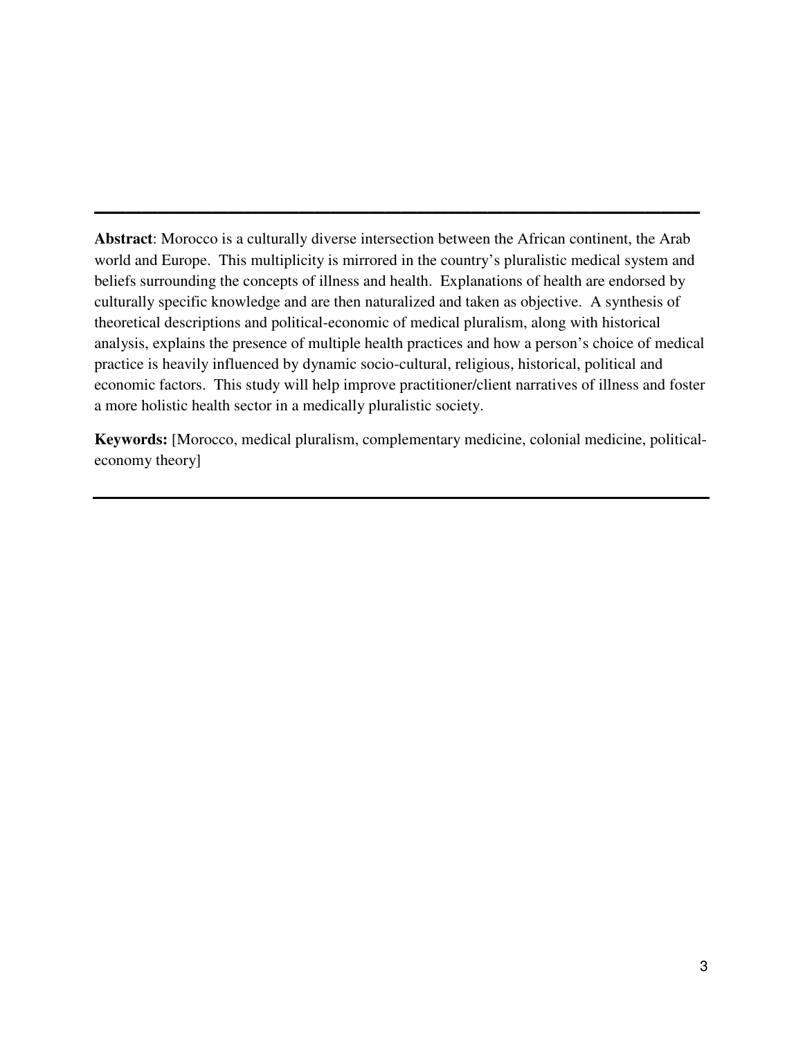---

**Abstract**: Morocco is a culturally diverse intersection between the African continent, the Arab world and Europe. This multiplicity is mirrored in the country's pluralistic medical system and beliefs surrounding the concepts of illness and health. Explanations of health are endorsed by culturally specific knowledge and are then naturalized and taken as objective. A synthesis of theoretical descriptions and political-economic of medical pluralism, along with historical analysis, explains the presence of multiple health practices and how a person's choice of medical practice is heavily influenced by dynamic socio-cultural, religious, historical, political and economic factors. This study will help improve practitioner/client narratives of illness and foster a more holistic health sector in a medically pluralistic society.

**Keywords:** [Morocco, medical pluralism, complementary medicine, colonial medicine, political-economy theory]

---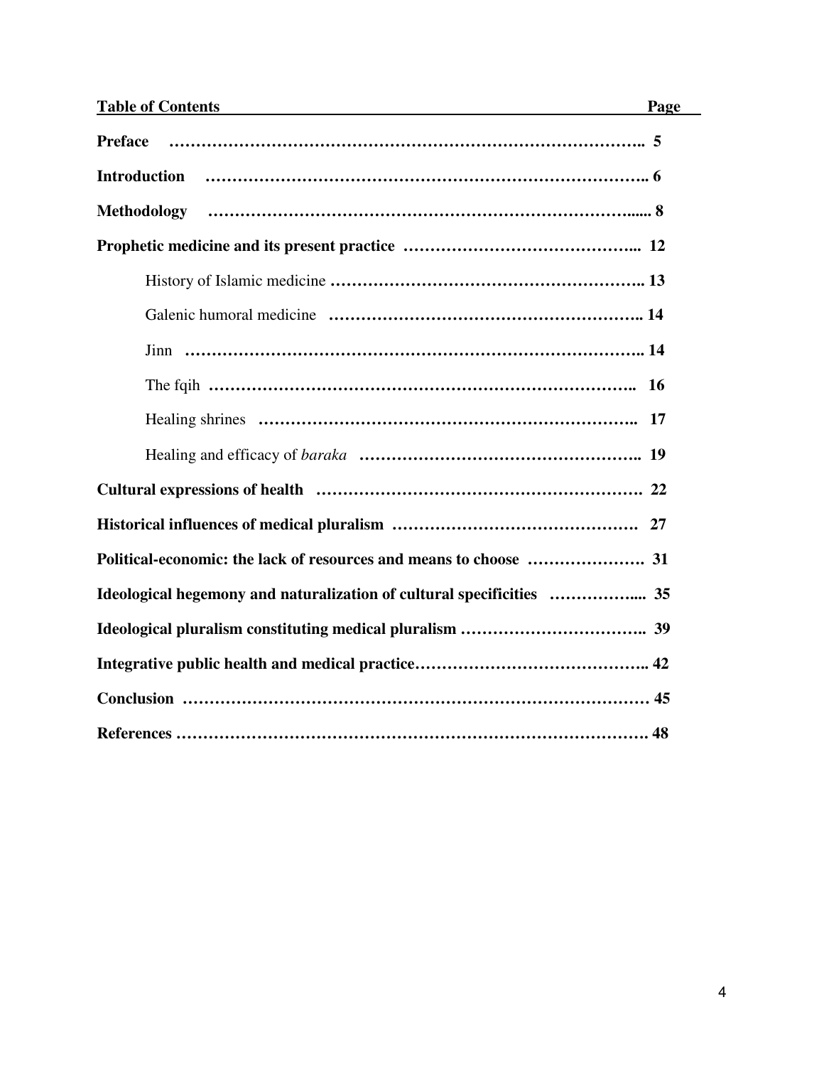**Table of Contents** **Page**

**Preface** …………………………………………………………………………….. 5

**Introduction** ……………………………………………………………………….. 6

**Methodology** ……………………………………………………………………..... 8

**Prophetic medicine and its present practice** …………………………………... 12

History of Islamic medicine ……………………………………………….. 13

Galenic humoral medicine ……………………………………………….. 14

Jinn …………………………………………………………………………. 14

The fqih ……………………………………………………………….. 16

Healing shrines ……………………………………………………….. 17

Healing and efficacy of *baraka* …………………………………………….. 19

**Cultural expressions of health** ……………………………………………………. 22

**Historical influences of medical pluralism** ………………………………………. 27

**Political-economic: the lack of resources and means to choose** …………………. 31

**Ideological hegemony and naturalization of cultural specificities** ……………... 35

**Ideological pluralism constituting medical pluralism** …………………………….. 39

**Integrative public health and medical practice**…………………………………….. 42

**Conclusion** ………………………………………………………………………… 45

**References** ……………………………………………………………………………. 48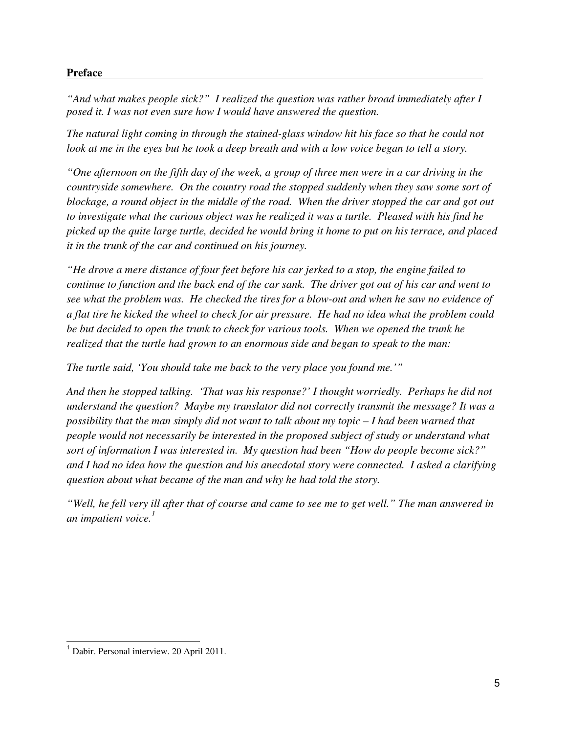**Preface**

*"And what makes people sick?" I realized the question was rather broad immediately after I posed it. I was not even sure how I would have answered the question.*

*The natural light coming in through the stained-glass window hit his face so that he could not look at me in the eyes but he took a deep breath and with a low voice began to tell a story.*

*"One afternoon on the fifth day of the week, a group of three men were in a car driving in the countryside somewhere. On the country road the stopped suddenly when they saw some sort of blockage, a round object in the middle of the road. When the driver stopped the car and got out to investigate what the curious object was he realized it was a turtle. Pleased with his find he picked up the quite large turtle, decided he would bring it home to put on his terrace, and placed it in the trunk of the car and continued on his journey.*

*"He drove a mere distance of four feet before his car jerked to a stop, the engine failed to continue to function and the back end of the car sank. The driver got out of his car and went to see what the problem was. He checked the tires for a blow-out and when he saw no evidence of a flat tire he kicked the wheel to check for air pressure. He had no idea what the problem could be but decided to open the trunk to check for various tools. When we opened the trunk he realized that the turtle had grown to an enormous side and began to speak to the man:*

*The turtle said, 'You should take me back to the very place you found me.'"*

*And then he stopped talking. 'That was his response?' I thought worriedly. Perhaps he did not understand the question? Maybe my translator did not correctly transmit the message? It was a possibility that the man simply did not want to talk about my topic – I had been warned that people would not necessarily be interested in the proposed subject of study or understand what sort of information I was interested in. My question had been "How do people become sick?" and I had no idea how the question and his anecdotal story were connected. I asked a clarifying question about what became of the man and why he had told the story.*

*"Well, he fell very ill after that of course and came to see me to get well." The man answered in an impatient voice.*[1]

---

[1] Dabir. Personal interview. 20 April 2011.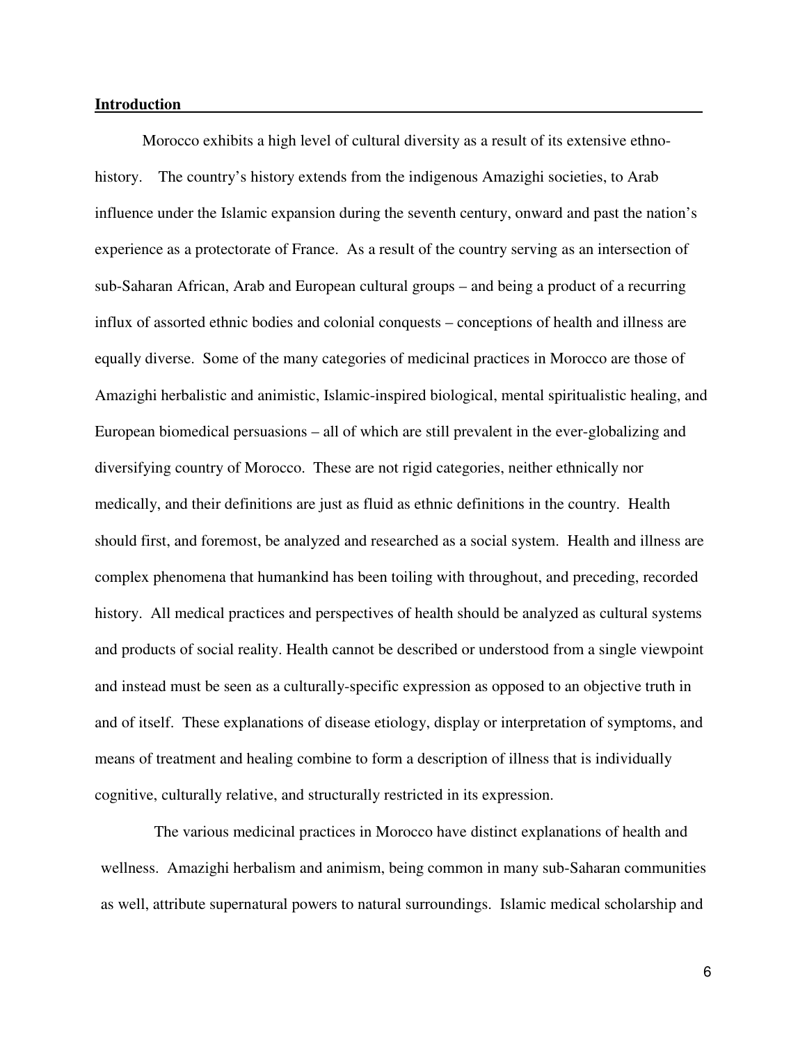## Introduction

Morocco exhibits a high level of cultural diversity as a result of its extensive ethno-history. The country's history extends from the indigenous Amazighi societies, to Arab influence under the Islamic expansion during the seventh century, onward and past the nation's experience as a protectorate of France. As a result of the country serving as an intersection of sub-Saharan African, Arab and European cultural groups – and being a product of a recurring influx of assorted ethnic bodies and colonial conquests – conceptions of health and illness are equally diverse. Some of the many categories of medicinal practices in Morocco are those of Amazighi herbalistic and animistic, Islamic-inspired biological, mental spiritualistic healing, and European biomedical persuasions – all of which are still prevalent in the ever-globalizing and diversifying country of Morocco. These are not rigid categories, neither ethnically nor medically, and their definitions are just as fluid as ethnic definitions in the country. Health should first, and foremost, be analyzed and researched as a social system. Health and illness are complex phenomena that humankind has been toiling with throughout, and preceding, recorded history. All medical practices and perspectives of health should be analyzed as cultural systems and products of social reality. Health cannot be described or understood from a single viewpoint and instead must be seen as a culturally-specific expression as opposed to an objective truth in and of itself. These explanations of disease etiology, display or interpretation of symptoms, and means of treatment and healing combine to form a description of illness that is individually cognitive, culturally relative, and structurally restricted in its expression.

The various medicinal practices in Morocco have distinct explanations of health and wellness. Amazighi herbalism and animism, being common in many sub-Saharan communities as well, attribute supernatural powers to natural surroundings. Islamic medical scholarship and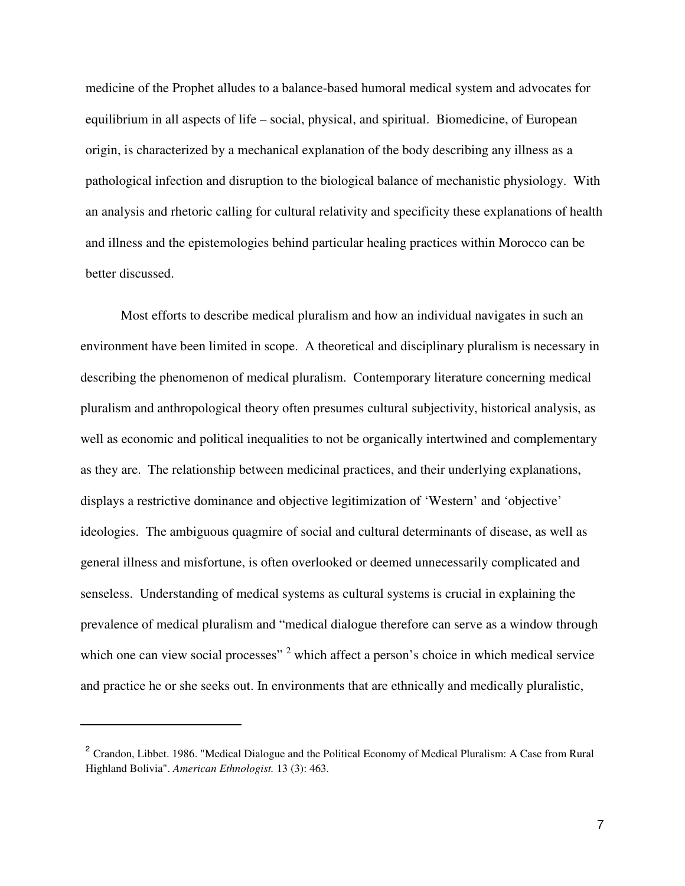medicine of the Prophet alludes to a balance-based humoral medical system and advocates for equilibrium in all aspects of life – social, physical, and spiritual. Biomedicine, of European origin, is characterized by a mechanical explanation of the body describing any illness as a pathological infection and disruption to the biological balance of mechanistic physiology. With an analysis and rhetoric calling for cultural relativity and specificity these explanations of health and illness and the epistemologies behind particular healing practices within Morocco can be better discussed.

Most efforts to describe medical pluralism and how an individual navigates in such an environment have been limited in scope. A theoretical and disciplinary pluralism is necessary in describing the phenomenon of medical pluralism. Contemporary literature concerning medical pluralism and anthropological theory often presumes cultural subjectivity, historical analysis, as well as economic and political inequalities to not be organically intertwined and complementary as they are. The relationship between medicinal practices, and their underlying explanations, displays a restrictive dominance and objective legitimization of 'Western' and 'objective' ideologies. The ambiguous quagmire of social and cultural determinants of disease, as well as general illness and misfortune, is often overlooked or deemed unnecessarily complicated and senseless. Understanding of medical systems as cultural systems is crucial in explaining the prevalence of medical pluralism and "medical dialogue therefore can serve as a window through which one can view social processes" [2] which affect a person's choice in which medical service and practice he or she seeks out. In environments that are ethnically and medically pluralistic,

---

[2] Crandon, Libbet. 1986. "Medical Dialogue and the Political Economy of Medical Pluralism: A Case from Rural Highland Bolivia". *American Ethnologist.* 13 (3): 463.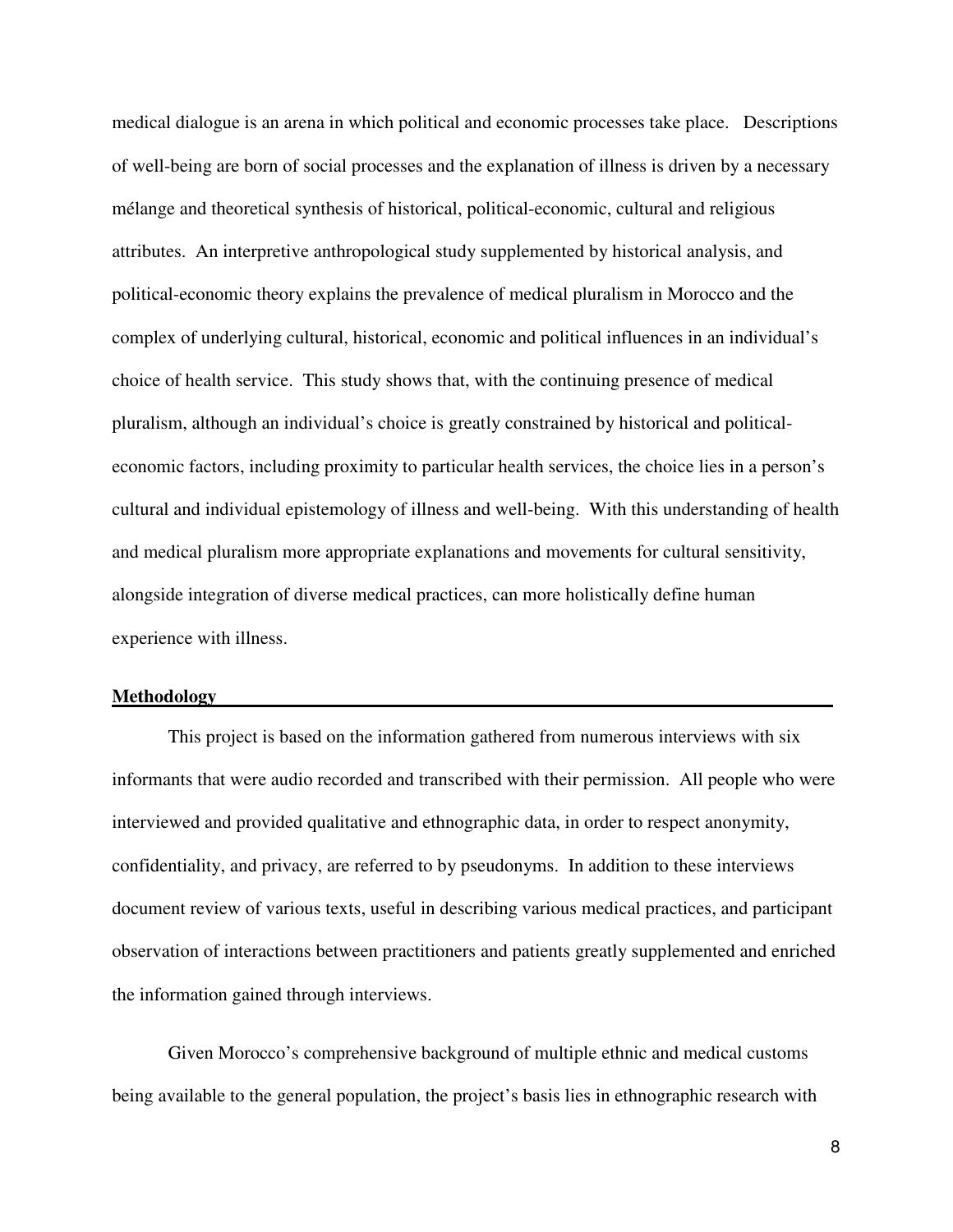medical dialogue is an arena in which political and economic processes take place. Descriptions of well-being are born of social processes and the explanation of illness is driven by a necessary mélange and theoretical synthesis of historical, political-economic, cultural and religious attributes. An interpretive anthropological study supplemented by historical analysis, and political-economic theory explains the prevalence of medical pluralism in Morocco and the complex of underlying cultural, historical, economic and political influences in an individual's choice of health service. This study shows that, with the continuing presence of medical pluralism, although an individual's choice is greatly constrained by historical and political-economic factors, including proximity to particular health services, the choice lies in a person's cultural and individual epistemology of illness and well-being. With this understanding of health and medical pluralism more appropriate explanations and movements for cultural sensitivity, alongside integration of diverse medical practices, can more holistically define human experience with illness.

## Methodology

This project is based on the information gathered from numerous interviews with six informants that were audio recorded and transcribed with their permission. All people who were interviewed and provided qualitative and ethnographic data, in order to respect anonymity, confidentiality, and privacy, are referred to by pseudonyms. In addition to these interviews document review of various texts, useful in describing various medical practices, and participant observation of interactions between practitioners and patients greatly supplemented and enriched the information gained through interviews.

Given Morocco's comprehensive background of multiple ethnic and medical customs being available to the general population, the project's basis lies in ethnographic research with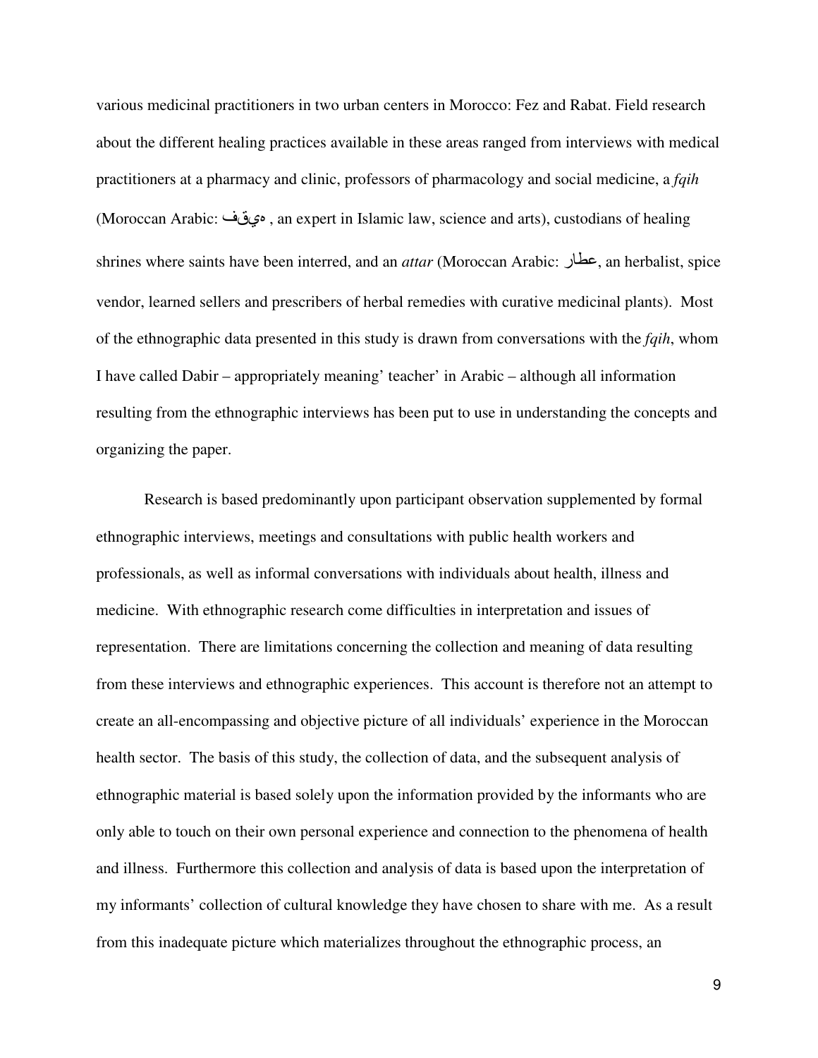various medicinal practitioners in two urban centers in Morocco: Fez and Rabat. Field research about the different healing practices available in these areas ranged from interviews with medical practitioners at a pharmacy and clinic, professors of pharmacology and social medicine, a *fqih* (Moroccan Arabic: فقيه , an expert in Islamic law, science and arts), custodians of healing shrines where saints have been interred, and an *attar* (Moroccan Arabic: عطار, an herbalist, spice vendor, learned sellers and prescribers of herbal remedies with curative medicinal plants). Most of the ethnographic data presented in this study is drawn from conversations with the *fqih*, whom I have called Dabir – appropriately meaning' teacher' in Arabic – although all information resulting from the ethnographic interviews has been put to use in understanding the concepts and organizing the paper.

Research is based predominantly upon participant observation supplemented by formal ethnographic interviews, meetings and consultations with public health workers and professionals, as well as informal conversations with individuals about health, illness and medicine. With ethnographic research come difficulties in interpretation and issues of representation. There are limitations concerning the collection and meaning of data resulting from these interviews and ethnographic experiences. This account is therefore not an attempt to create an all-encompassing and objective picture of all individuals' experience in the Moroccan health sector. The basis of this study, the collection of data, and the subsequent analysis of ethnographic material is based solely upon the information provided by the informants who are only able to touch on their own personal experience and connection to the phenomena of health and illness. Furthermore this collection and analysis of data is based upon the interpretation of my informants' collection of cultural knowledge they have chosen to share with me. As a result from this inadequate picture which materializes throughout the ethnographic process, an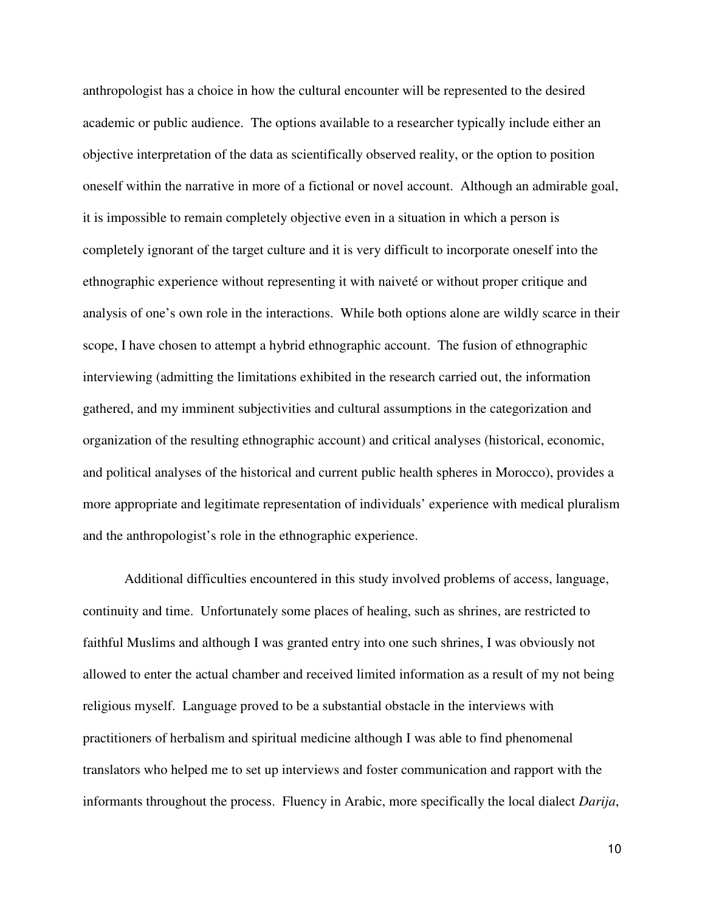anthropologist has a choice in how the cultural encounter will be represented to the desired academic or public audience. The options available to a researcher typically include either an objective interpretation of the data as scientifically observed reality, or the option to position oneself within the narrative in more of a fictional or novel account. Although an admirable goal, it is impossible to remain completely objective even in a situation in which a person is completely ignorant of the target culture and it is very difficult to incorporate oneself into the ethnographic experience without representing it with naiveté or without proper critique and analysis of one's own role in the interactions. While both options alone are wildly scarce in their scope, I have chosen to attempt a hybrid ethnographic account. The fusion of ethnographic interviewing (admitting the limitations exhibited in the research carried out, the information gathered, and my imminent subjectivities and cultural assumptions in the categorization and organization of the resulting ethnographic account) and critical analyses (historical, economic, and political analyses of the historical and current public health spheres in Morocco), provides a more appropriate and legitimate representation of individuals' experience with medical pluralism and the anthropologist's role in the ethnographic experience.

Additional difficulties encountered in this study involved problems of access, language, continuity and time. Unfortunately some places of healing, such as shrines, are restricted to faithful Muslims and although I was granted entry into one such shrines, I was obviously not allowed to enter the actual chamber and received limited information as a result of my not being religious myself. Language proved to be a substantial obstacle in the interviews with practitioners of herbalism and spiritual medicine although I was able to find phenomenal translators who helped me to set up interviews and foster communication and rapport with the informants throughout the process. Fluency in Arabic, more specifically the local dialect *Darija*,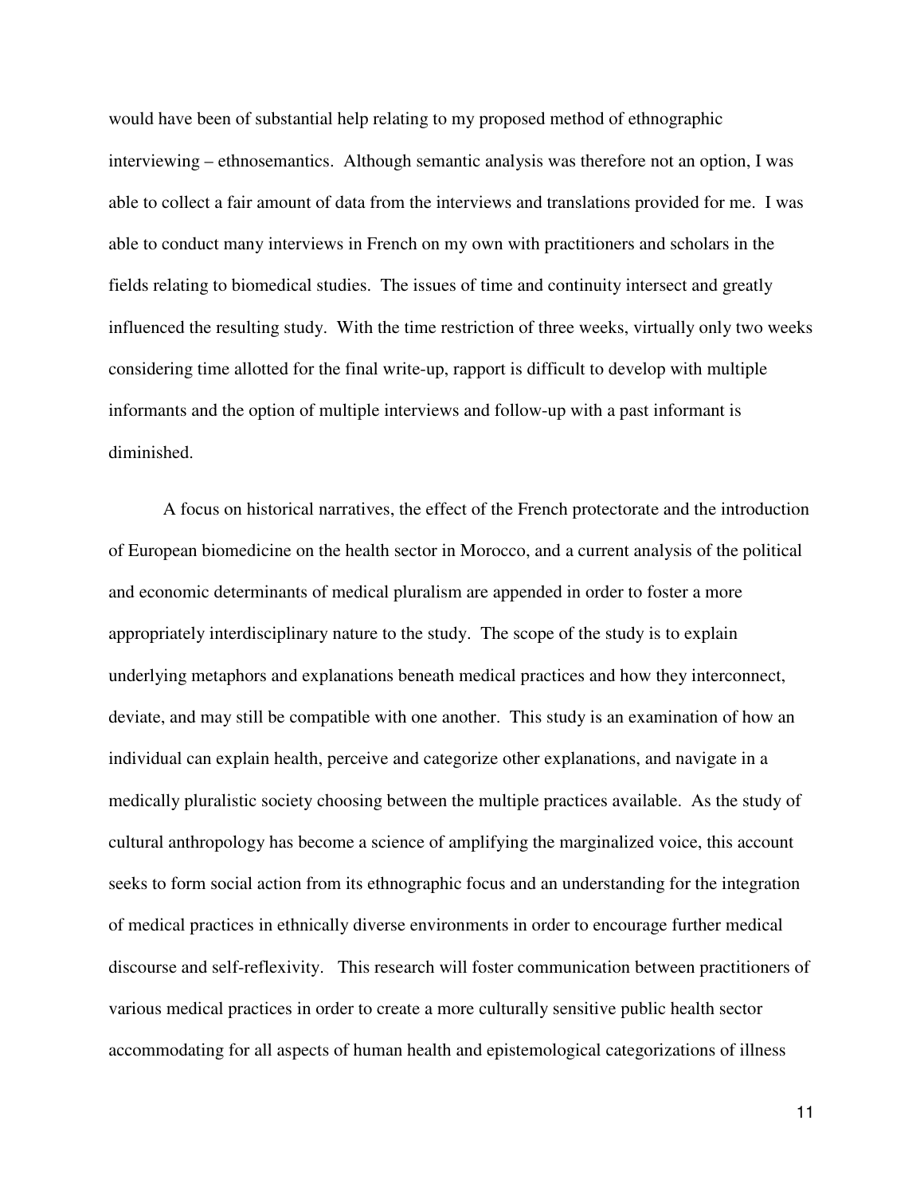would have been of substantial help relating to my proposed method of ethnographic interviewing – ethnosemantics. Although semantic analysis was therefore not an option, I was able to collect a fair amount of data from the interviews and translations provided for me. I was able to conduct many interviews in French on my own with practitioners and scholars in the fields relating to biomedical studies. The issues of time and continuity intersect and greatly influenced the resulting study. With the time restriction of three weeks, virtually only two weeks considering time allotted for the final write-up, rapport is difficult to develop with multiple informants and the option of multiple interviews and follow-up with a past informant is diminished.

A focus on historical narratives, the effect of the French protectorate and the introduction of European biomedicine on the health sector in Morocco, and a current analysis of the political and economic determinants of medical pluralism are appended in order to foster a more appropriately interdisciplinary nature to the study. The scope of the study is to explain underlying metaphors and explanations beneath medical practices and how they interconnect, deviate, and may still be compatible with one another. This study is an examination of how an individual can explain health, perceive and categorize other explanations, and navigate in a medically pluralistic society choosing between the multiple practices available. As the study of cultural anthropology has become a science of amplifying the marginalized voice, this account seeks to form social action from its ethnographic focus and an understanding for the integration of medical practices in ethnically diverse environments in order to encourage further medical discourse and self-reflexivity. This research will foster communication between practitioners of various medical practices in order to create a more culturally sensitive public health sector accommodating for all aspects of human health and epistemological categorizations of illness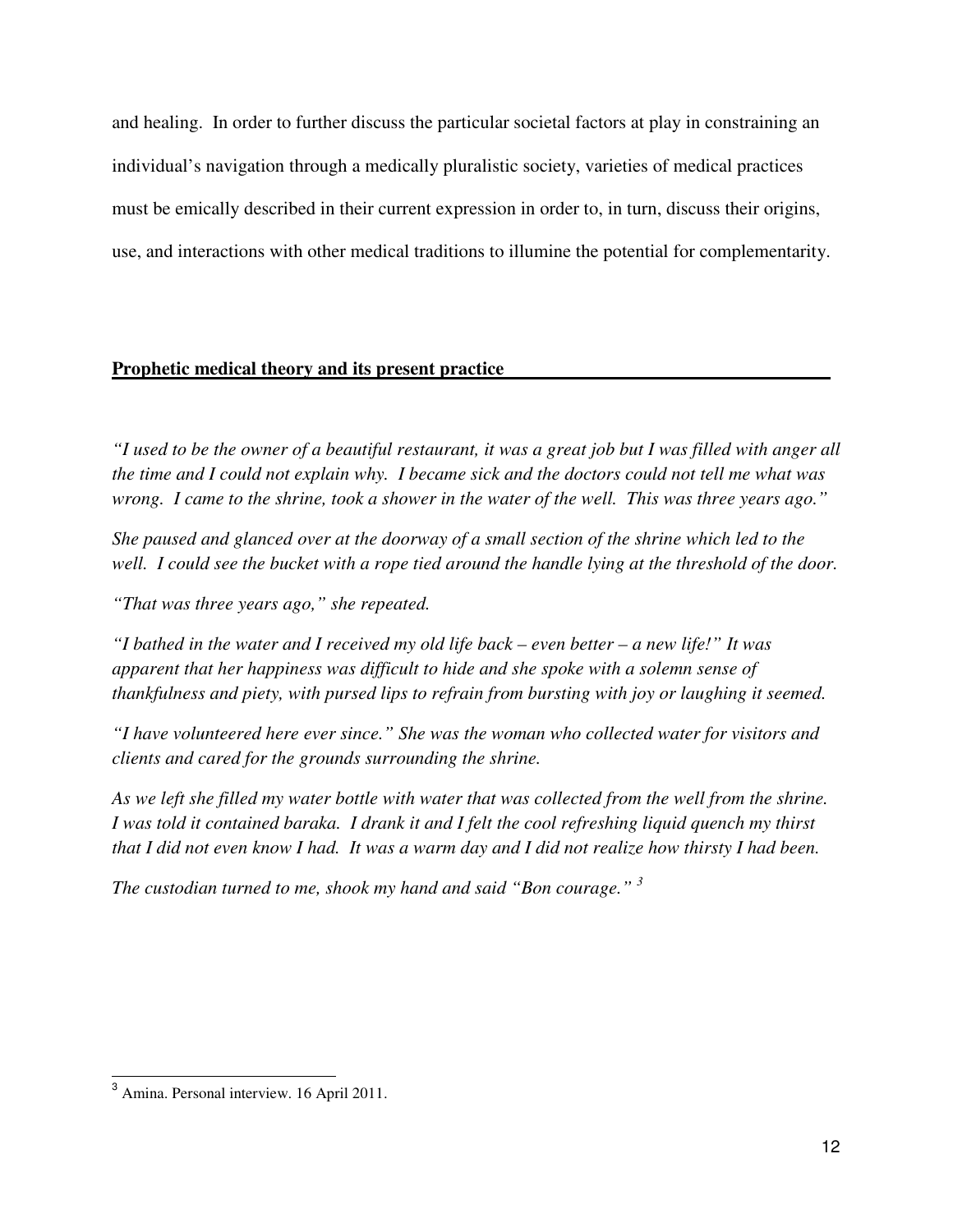and healing. In order to further discuss the particular societal factors at play in constraining an individual's navigation through a medically pluralistic society, varieties of medical practices must be emically described in their current expression in order to, in turn, discuss their origins, use, and interactions with other medical traditions to illumine the potential for complementarity.

## Prophetic medical theory and its present practice

*"I used to be the owner of a beautiful restaurant, it was a great job but I was filled with anger all the time and I could not explain why. I became sick and the doctors could not tell me what was wrong. I came to the shrine, took a shower in the water of the well. This was three years ago."*

*She paused and glanced over at the doorway of a small section of the shrine which led to the well. I could see the bucket with a rope tied around the handle lying at the threshold of the door.*

*"That was three years ago," she repeated.*

*"I bathed in the water and I received my old life back – even better – a new life!" It was apparent that her happiness was difficult to hide and she spoke with a solemn sense of thankfulness and piety, with pursed lips to refrain from bursting with joy or laughing it seemed.*

*"I have volunteered here ever since." She was the woman who collected water for visitors and clients and cared for the grounds surrounding the shrine.*

*As we left she filled my water bottle with water that was collected from the well from the shrine. I was told it contained baraka. I drank it and I felt the cool refreshing liquid quench my thirst that I did not even know I had. It was a warm day and I did not realize how thirsty I had been.*

*The custodian turned to me, shook my hand and said "Bon courage."* [3]

---

[3] Amina. Personal interview. 16 April 2011.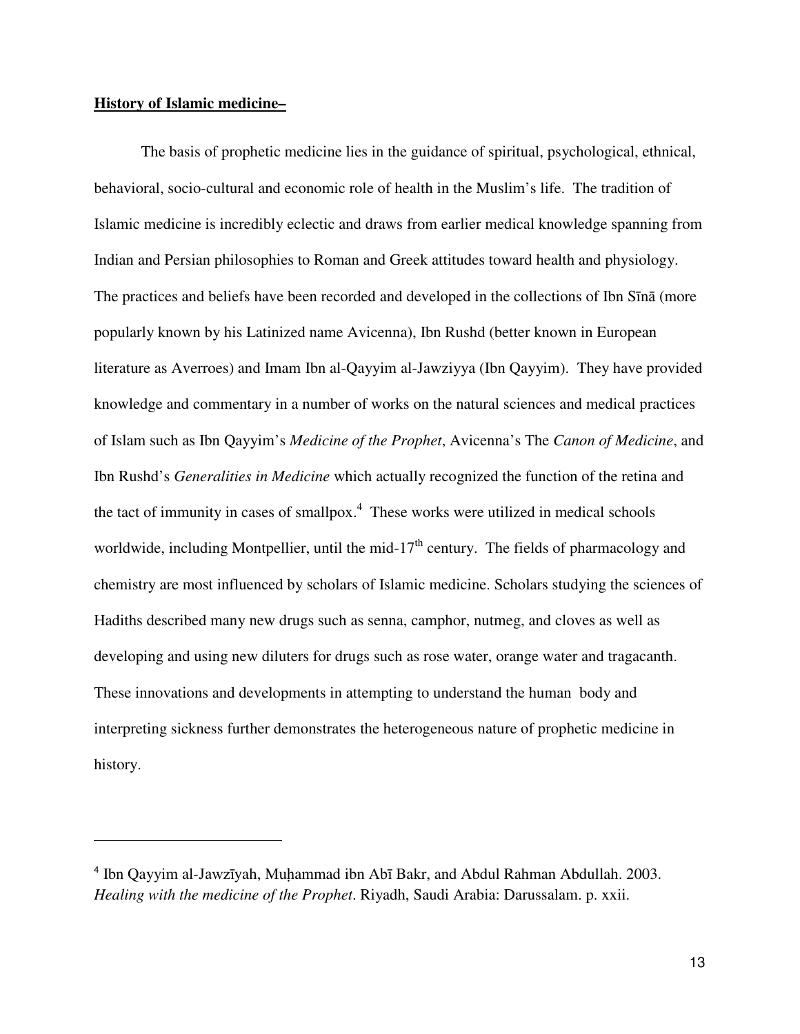**History of Islamic medicine–**

The basis of prophetic medicine lies in the guidance of spiritual, psychological, ethnical, behavioral, socio-cultural and economic role of health in the Muslim's life. The tradition of Islamic medicine is incredibly eclectic and draws from earlier medical knowledge spanning from Indian and Persian philosophies to Roman and Greek attitudes toward health and physiology. The practices and beliefs have been recorded and developed in the collections of Ibn Sīnā (more popularly known by his Latinized name Avicenna), Ibn Rushd (better known in European literature as Averroes) and Imam Ibn al-Qayyim al-Jawziyya (Ibn Qayyim). They have provided knowledge and commentary in a number of works on the natural sciences and medical practices of Islam such as Ibn Qayyim's *Medicine of the Prophet*, Avicenna's The *Canon of Medicine*, and Ibn Rushd's *Generalities in Medicine* which actually recognized the function of the retina and the tact of immunity in cases of smallpox.[4] These works were utilized in medical schools worldwide, including Montpellier, until the mid-17th century. The fields of pharmacology and chemistry are most influenced by scholars of Islamic medicine. Scholars studying the sciences of Hadiths described many new drugs such as senna, camphor, nutmeg, and cloves as well as developing and using new diluters for drugs such as rose water, orange water and tragacanth. These innovations and developments in attempting to understand the human body and interpreting sickness further demonstrates the heterogeneous nature of prophetic medicine in history.

---

[4] Ibn Qayyim al-Jawzīyah, Muḥammad ibn Abī Bakr, and Abdul Rahman Abdullah. 2003. *Healing with the medicine of the Prophet*. Riyadh, Saudi Arabia: Darussalam. p. xxii.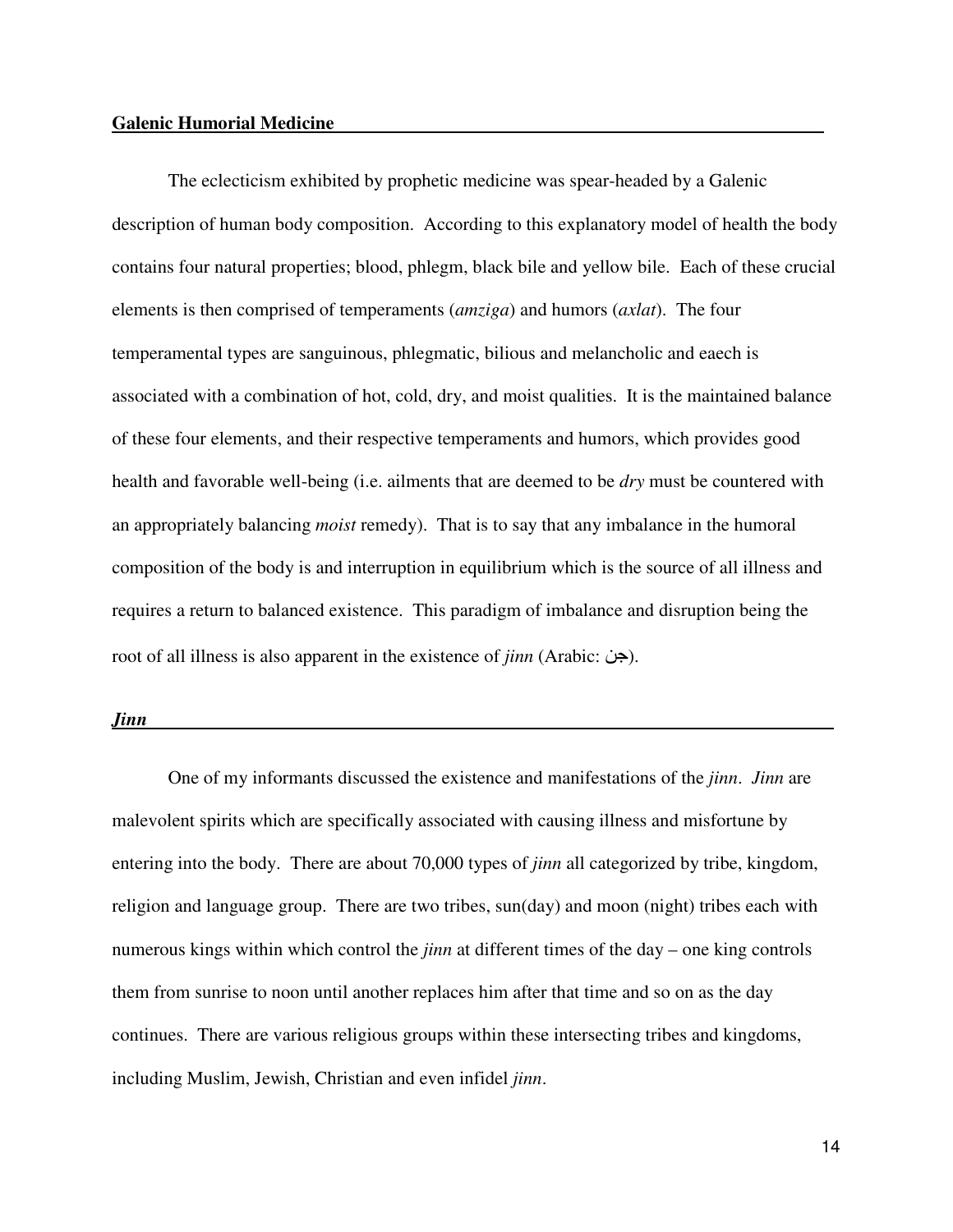**Galenic Humorial Medicine**

The eclecticism exhibited by prophetic medicine was spear-headed by a Galenic description of human body composition. According to this explanatory model of health the body contains four natural properties; blood, phlegm, black bile and yellow bile. Each of these crucial elements is then comprised of temperaments (*amziga*) and humors (*axlat*). The four temperamental types are sanguinous, phlegmatic, bilious and melancholic and eaech is associated with a combination of hot, cold, dry, and moist qualities. It is the maintained balance of these four elements, and their respective temperaments and humors, which provides good health and favorable well-being (i.e. ailments that are deemed to be *dry* must be countered with an appropriately balancing *moist* remedy). That is to say that any imbalance in the humoral composition of the body is and interruption in equilibrium which is the source of all illness and requires a return to balanced existence. This paradigm of imbalance and disruption being the root of all illness is also apparent in the existence of *jinn* (Arabic: جن).

***Jinn***

One of my informants discussed the existence and manifestations of the *jinn*. *Jinn* are malevolent spirits which are specifically associated with causing illness and misfortune by entering into the body. There are about 70,000 types of *jinn* all categorized by tribe, kingdom, religion and language group. There are two tribes, sun(day) and moon (night) tribes each with numerous kings within which control the *jinn* at different times of the day – one king controls them from sunrise to noon until another replaces him after that time and so on as the day continues. There are various religious groups within these intersecting tribes and kingdoms, including Muslim, Jewish, Christian and even infidel *jinn*.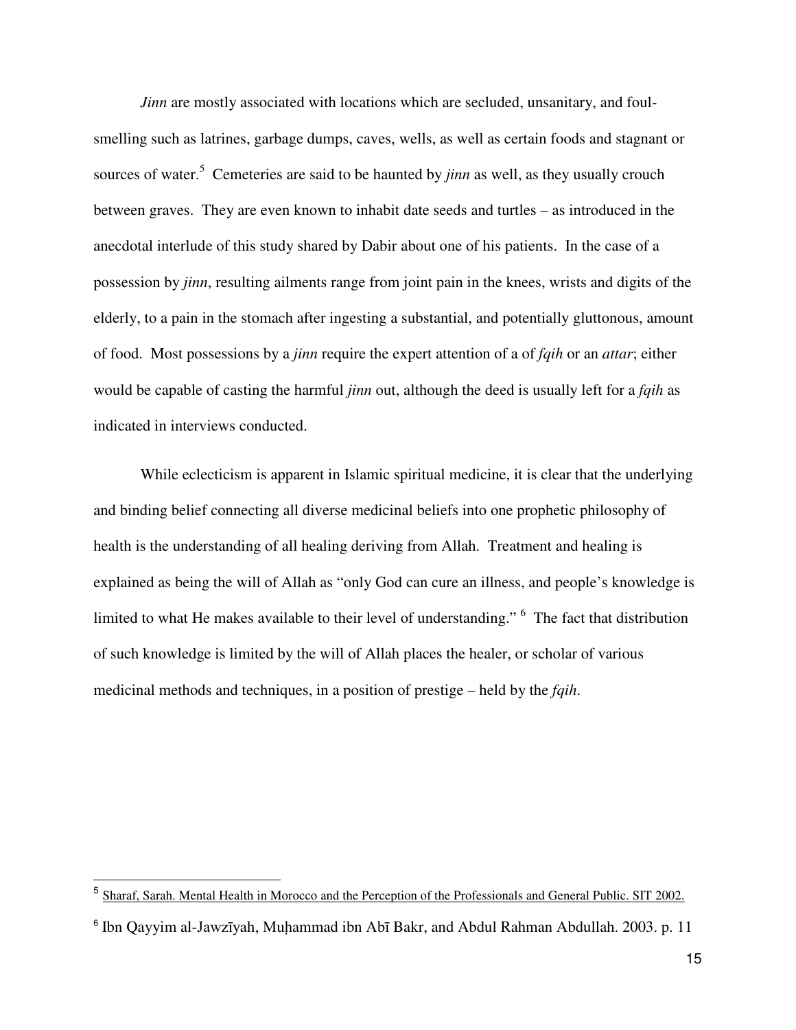*Jinn* are mostly associated with locations which are secluded, unsanitary, and foul-smelling such as latrines, garbage dumps, caves, wells, as well as certain foods and stagnant or sources of water.[5] Cemeteries are said to be haunted by *jinn* as well, as they usually crouch between graves. They are even known to inhabit date seeds and turtles – as introduced in the anecdotal interlude of this study shared by Dabir about one of his patients. In the case of a possession by *jinn*, resulting ailments range from joint pain in the knees, wrists and digits of the elderly, to a pain in the stomach after ingesting a substantial, and potentially gluttonous, amount of food. Most possessions by a *jinn* require the expert attention of a of *fqih* or an *attar*; either would be capable of casting the harmful *jinn* out, although the deed is usually left for a *fqih* as indicated in interviews conducted.

While eclecticism is apparent in Islamic spiritual medicine, it is clear that the underlying and binding belief connecting all diverse medicinal beliefs into one prophetic philosophy of health is the understanding of all healing deriving from Allah. Treatment and healing is explained as being the will of Allah as "only God can cure an illness, and people's knowledge is limited to what He makes available to their level of understanding." [6] The fact that distribution of such knowledge is limited by the will of Allah places the healer, or scholar of various medicinal methods and techniques, in a position of prestige – held by the *fqih*.

---

[5] Sharaf, Sarah. Mental Health in Morocco and the Perception of the Professionals and General Public. SIT 2002.

[6] Ibn Qayyim al-Jawzīyah, Muḥammad ibn Abī Bakr, and Abdul Rahman Abdullah. 2003. p. 11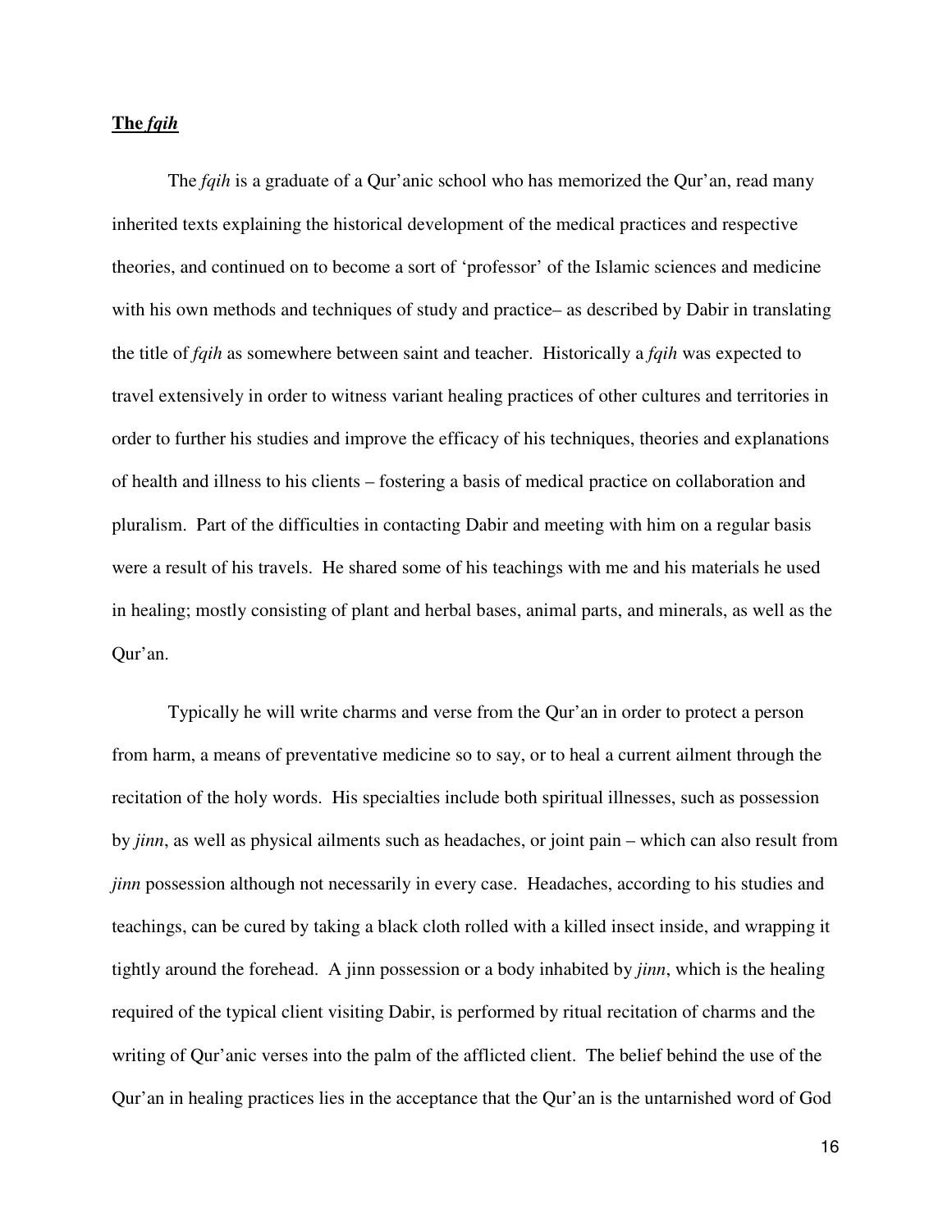**The *fqih***

The *fqih* is a graduate of a Qur'anic school who has memorized the Qur'an, read many inherited texts explaining the historical development of the medical practices and respective theories, and continued on to become a sort of 'professor' of the Islamic sciences and medicine with his own methods and techniques of study and practice– as described by Dabir in translating the title of *fqih* as somewhere between saint and teacher. Historically a *fqih* was expected to travel extensively in order to witness variant healing practices of other cultures and territories in order to further his studies and improve the efficacy of his techniques, theories and explanations of health and illness to his clients – fostering a basis of medical practice on collaboration and pluralism. Part of the difficulties in contacting Dabir and meeting with him on a regular basis were a result of his travels. He shared some of his teachings with me and his materials he used in healing; mostly consisting of plant and herbal bases, animal parts, and minerals, as well as the Qur'an.

Typically he will write charms and verse from the Qur'an in order to protect a person from harm, a means of preventative medicine so to say, or to heal a current ailment through the recitation of the holy words. His specialties include both spiritual illnesses, such as possession by *jinn*, as well as physical ailments such as headaches, or joint pain – which can also result from *jinn* possession although not necessarily in every case. Headaches, according to his studies and teachings, can be cured by taking a black cloth rolled with a killed insect inside, and wrapping it tightly around the forehead. A jinn possession or a body inhabited by *jinn*, which is the healing required of the typical client visiting Dabir, is performed by ritual recitation of charms and the writing of Qur'anic verses into the palm of the afflicted client. The belief behind the use of the Qur'an in healing practices lies in the acceptance that the Qur'an is the untarnished word of God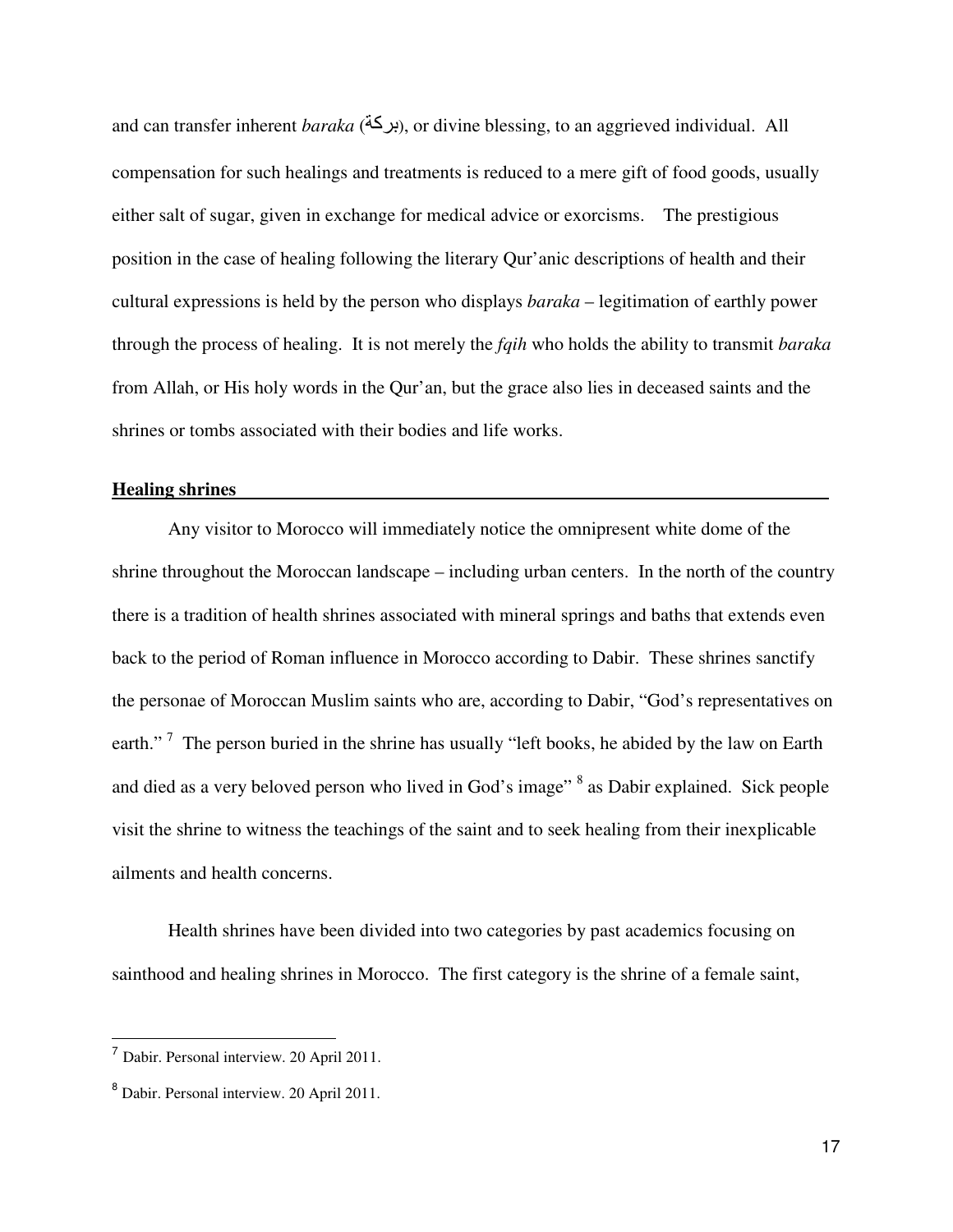and can transfer inherent *baraka* (بركة), or divine blessing, to an aggrieved individual. All compensation for such healings and treatments is reduced to a mere gift of food goods, usually either salt of sugar, given in exchange for medical advice or exorcisms. The prestigious position in the case of healing following the literary Qur'anic descriptions of health and their cultural expressions is held by the person who displays *baraka* – legitimation of earthly power through the process of healing. It is not merely the *fqih* who holds the ability to transmit *baraka* from Allah, or His holy words in the Qur'an, but the grace also lies in deceased saints and the shrines or tombs associated with their bodies and life works.

## Healing shrines

Any visitor to Morocco will immediately notice the omnipresent white dome of the shrine throughout the Moroccan landscape – including urban centers. In the north of the country there is a tradition of health shrines associated with mineral springs and baths that extends even back to the period of Roman influence in Morocco according to Dabir. These shrines sanctify the personae of Moroccan Muslim saints who are, according to Dabir, "God's representatives on earth." [7] The person buried in the shrine has usually "left books, he abided by the law on Earth and died as a very beloved person who lived in God's image" [8] as Dabir explained. Sick people visit the shrine to witness the teachings of the saint and to seek healing from their inexplicable ailments and health concerns.

Health shrines have been divided into two categories by past academics focusing on sainthood and healing shrines in Morocco. The first category is the shrine of a female saint,

[7] Dabir. Personal interview. 20 April 2011.

[8] Dabir. Personal interview. 20 April 2011.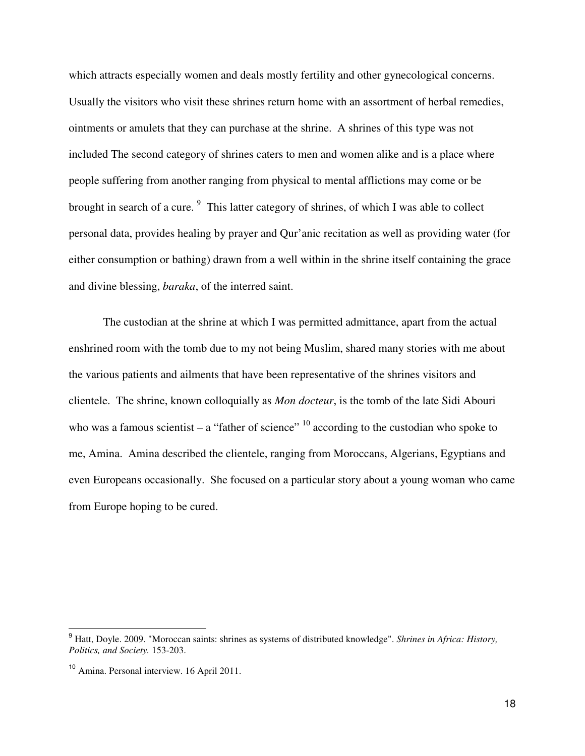which attracts especially women and deals mostly fertility and other gynecological concerns. Usually the visitors who visit these shrines return home with an assortment of herbal remedies, ointments or amulets that they can purchase at the shrine. A shrines of this type was not included The second category of shrines caters to men and women alike and is a place where people suffering from another ranging from physical to mental afflictions may come or be brought in search of a cure. [9] This latter category of shrines, of which I was able to collect personal data, provides healing by prayer and Qur'anic recitation as well as providing water (for either consumption or bathing) drawn from a well within in the shrine itself containing the grace and divine blessing, *baraka*, of the interred saint.

The custodian at the shrine at which I was permitted admittance, apart from the actual enshrined room with the tomb due to my not being Muslim, shared many stories with me about the various patients and ailments that have been representative of the shrines visitors and clientele. The shrine, known colloquially as *Mon docteur*, is the tomb of the late Sidi Abouri who was a famous scientist – a "father of science" [10] according to the custodian who spoke to me, Amina. Amina described the clientele, ranging from Moroccans, Algerians, Egyptians and even Europeans occasionally. She focused on a particular story about a young woman who came from Europe hoping to be cured.

---

[9] Hatt, Doyle. 2009. "Moroccan saints: shrines as systems of distributed knowledge". *Shrines in Africa: History, Politics, and Society.* 153-203.

[10] Amina. Personal interview. 16 April 2011.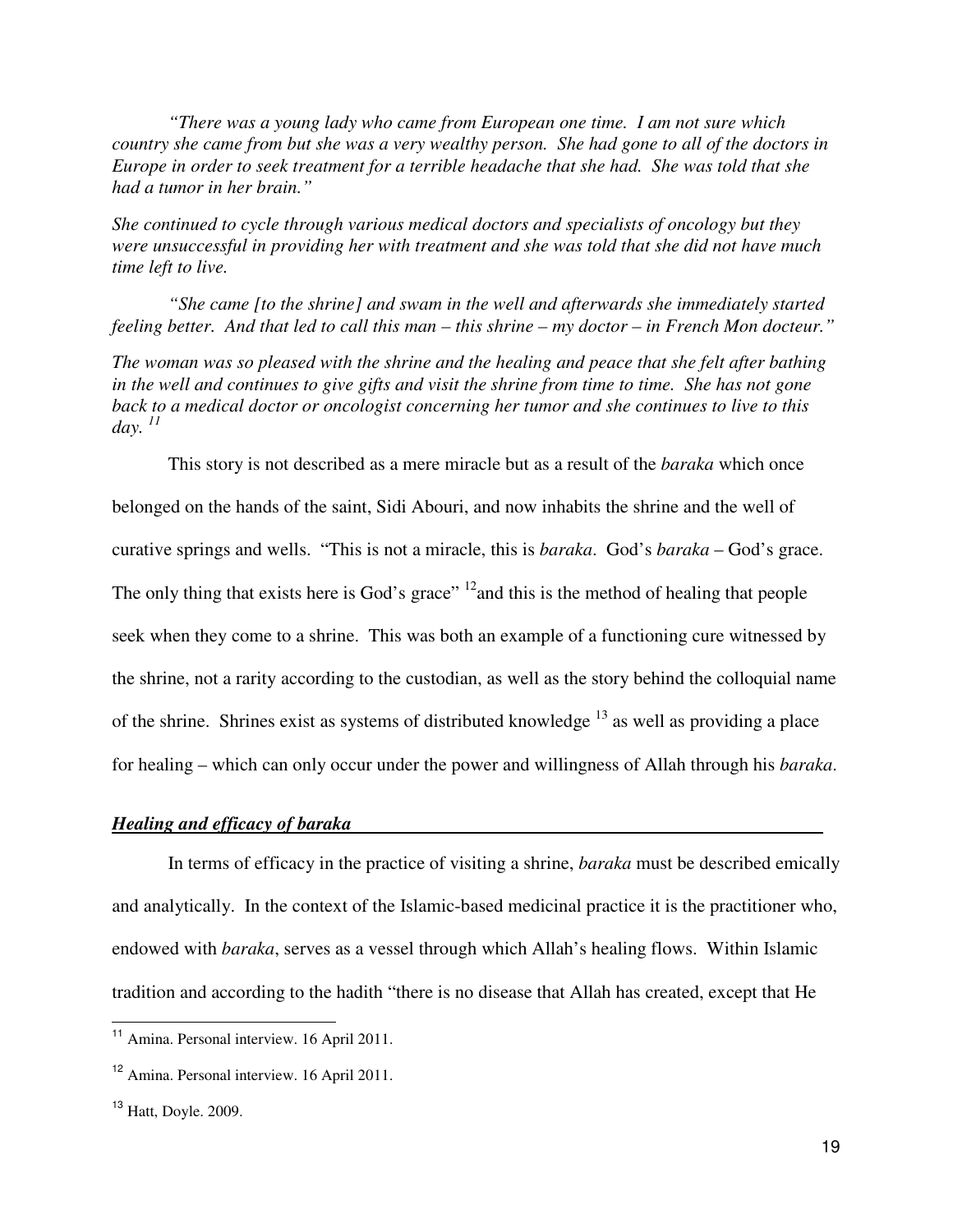*"There was a young lady who came from European one time. I am not sure which country she came from but she was a very wealthy person. She had gone to all of the doctors in Europe in order to seek treatment for a terrible headache that she had. She was told that she had a tumor in her brain."*

*She continued to cycle through various medical doctors and specialists of oncology but they were unsuccessful in providing her with treatment and she was told that she did not have much time left to live.*

*"She came [to the shrine] and swam in the well and afterwards she immediately started feeling better. And that led to call this man – this shrine – my doctor – in French Mon docteur."*

*The woman was so pleased with the shrine and the healing and peace that she felt after bathing in the well and continues to give gifts and visit the shrine from time to time. She has not gone back to a medical doctor or oncologist concerning her tumor and she continues to live to this day.* [11]

This story is not described as a mere miracle but as a result of the *baraka* which once belonged on the hands of the saint, Sidi Abouri, and now inhabits the shrine and the well of curative springs and wells. "This is not a miracle, this is *baraka*. God's *baraka* – God's grace. The only thing that exists here is God's grace" [12] and this is the method of healing that people seek when they come to a shrine. This was both an example of a functioning cure witnessed by the shrine, not a rarity according to the custodian, as well as the story behind the colloquial name of the shrine. Shrines exist as systems of distributed knowledge [13] as well as providing a place for healing – which can only occur under the power and willingness of Allah through his *baraka*.

## ***Healing and efficacy of baraka***

In terms of efficacy in the practice of visiting a shrine, *baraka* must be described emically and analytically. In the context of the Islamic-based medicinal practice it is the practitioner who, endowed with *baraka*, serves as a vessel through which Allah's healing flows. Within Islamic tradition and according to the hadith "there is no disease that Allah has created, except that He

---

[11] Amina. Personal interview. 16 April 2011.

[12] Amina. Personal interview. 16 April 2011.

[13] Hatt, Doyle. 2009.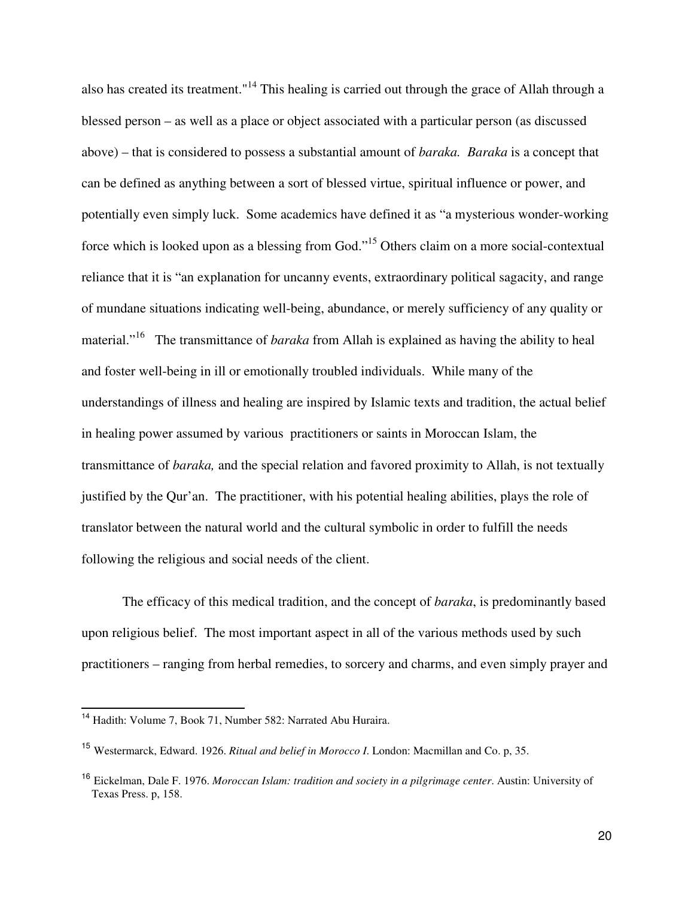also has created its treatment."[14] This healing is carried out through the grace of Allah through a blessed person – as well as a place or object associated with a particular person (as discussed above) – that is considered to possess a substantial amount of *baraka.* *Baraka* is a concept that can be defined as anything between a sort of blessed virtue, spiritual influence or power, and potentially even simply luck. Some academics have defined it as "a mysterious wonder-working force which is looked upon as a blessing from God."[15] Others claim on a more social-contextual reliance that it is "an explanation for uncanny events, extraordinary political sagacity, and range of mundane situations indicating well-being, abundance, or merely sufficiency of any quality or material."[16] The transmittance of *baraka* from Allah is explained as having the ability to heal and foster well-being in ill or emotionally troubled individuals. While many of the understandings of illness and healing are inspired by Islamic texts and tradition, the actual belief in healing power assumed by various practitioners or saints in Moroccan Islam, the transmittance of *baraka,* and the special relation and favored proximity to Allah, is not textually justified by the Qur'an. The practitioner, with his potential healing abilities, plays the role of translator between the natural world and the cultural symbolic in order to fulfill the needs following the religious and social needs of the client.

The efficacy of this medical tradition, and the concept of *baraka*, is predominantly based upon religious belief. The most important aspect in all of the various methods used by such practitioners – ranging from herbal remedies, to sorcery and charms, and even simply prayer and

---

[14] Hadith: Volume 7, Book 71, Number 582: Narrated Abu Huraira.

[15] Westermarck, Edward. 1926. *Ritual and belief in Morocco I*. London: Macmillan and Co. p, 35.

[16] Eickelman, Dale F. 1976. *Moroccan Islam: tradition and society in a pilgrimage center*. Austin: University of Texas Press. p, 158.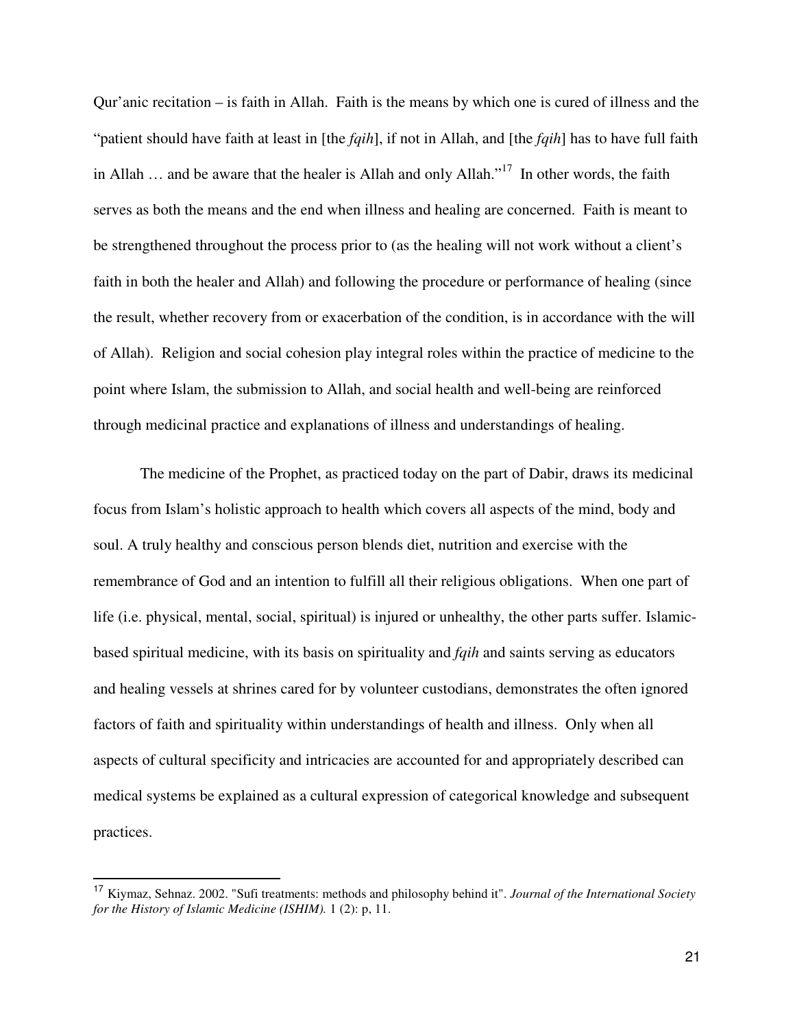Qur'anic recitation – is faith in Allah. Faith is the means by which one is cured of illness and the "patient should have faith at least in [the *fqih*], if not in Allah, and [the *fqih*] has to have full faith in Allah … and be aware that the healer is Allah and only Allah."[17] In other words, the faith serves as both the means and the end when illness and healing are concerned. Faith is meant to be strengthened throughout the process prior to (as the healing will not work without a client's faith in both the healer and Allah) and following the procedure or performance of healing (since the result, whether recovery from or exacerbation of the condition, is in accordance with the will of Allah). Religion and social cohesion play integral roles within the practice of medicine to the point where Islam, the submission to Allah, and social health and well-being are reinforced through medicinal practice and explanations of illness and understandings of healing.

The medicine of the Prophet, as practiced today on the part of Dabir, draws its medicinal focus from Islam's holistic approach to health which covers all aspects of the mind, body and soul. A truly healthy and conscious person blends diet, nutrition and exercise with the remembrance of God and an intention to fulfill all their religious obligations. When one part of life (i.e. physical, mental, social, spiritual) is injured or unhealthy, the other parts suffer. Islamic-based spiritual medicine, with its basis on spirituality and *fqih* and saints serving as educators and healing vessels at shrines cared for by volunteer custodians, demonstrates the often ignored factors of faith and spirituality within understandings of health and illness. Only when all aspects of cultural specificity and intricacies are accounted for and appropriately described can medical systems be explained as a cultural expression of categorical knowledge and subsequent practices.

---

[17] Kiymaz, Sehnaz. 2002. "Sufi treatments: methods and philosophy behind it". *Journal of the International Society for the History of Islamic Medicine (ISHIM).* 1 (2): p, 11.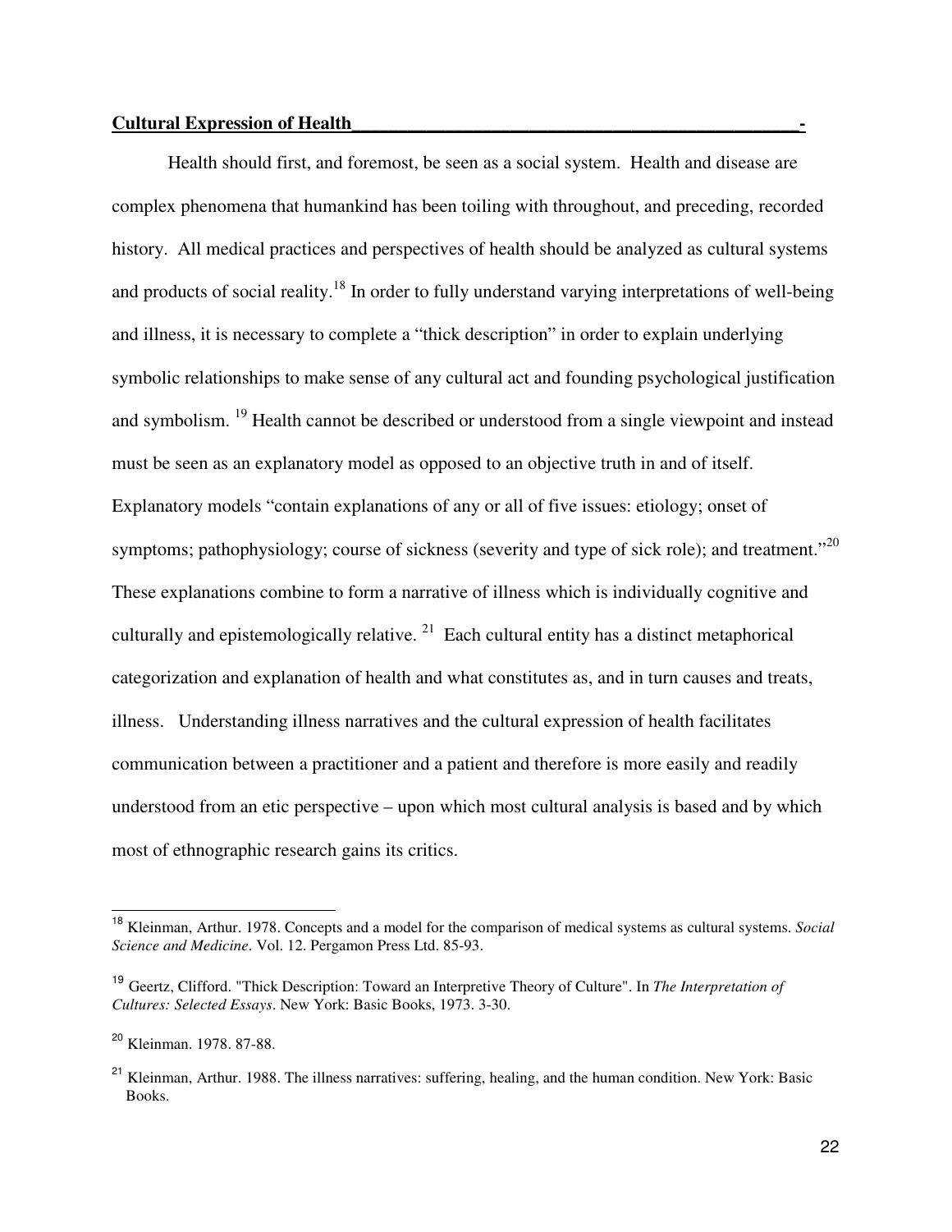**Cultural Expression of Health**

Health should first, and foremost, be seen as a social system. Health and disease are complex phenomena that humankind has been toiling with throughout, and preceding, recorded history. All medical practices and perspectives of health should be analyzed as cultural systems and products of social reality.[18] In order to fully understand varying interpretations of well-being and illness, it is necessary to complete a "thick description" in order to explain underlying symbolic relationships to make sense of any cultural act and founding psychological justification and symbolism. [19] Health cannot be described or understood from a single viewpoint and instead must be seen as an explanatory model as opposed to an objective truth in and of itself. Explanatory models "contain explanations of any or all of five issues: etiology; onset of symptoms; pathophysiology; course of sickness (severity and type of sick role); and treatment."[20] These explanations combine to form a narrative of illness which is individually cognitive and culturally and epistemologically relative. [21] Each cultural entity has a distinct metaphorical categorization and explanation of health and what constitutes as, and in turn causes and treats, illness. Understanding illness narratives and the cultural expression of health facilitates communication between a practitioner and a patient and therefore is more easily and readily understood from an etic perspective – upon which most cultural analysis is based and by which most of ethnographic research gains its critics.

---

[18] Kleinman, Arthur. 1978. Concepts and a model for the comparison of medical systems as cultural systems. *Social Science and Medicine*. Vol. 12. Pergamon Press Ltd. 85-93.

[19] Geertz, Clifford. "Thick Description: Toward an Interpretive Theory of Culture". In *The Interpretation of Cultures: Selected Essays*. New York: Basic Books, 1973. 3-30.

[20] Kleinman. 1978. 87-88.

[21] Kleinman, Arthur. 1988. The illness narratives: suffering, healing, and the human condition. New York: Basic Books.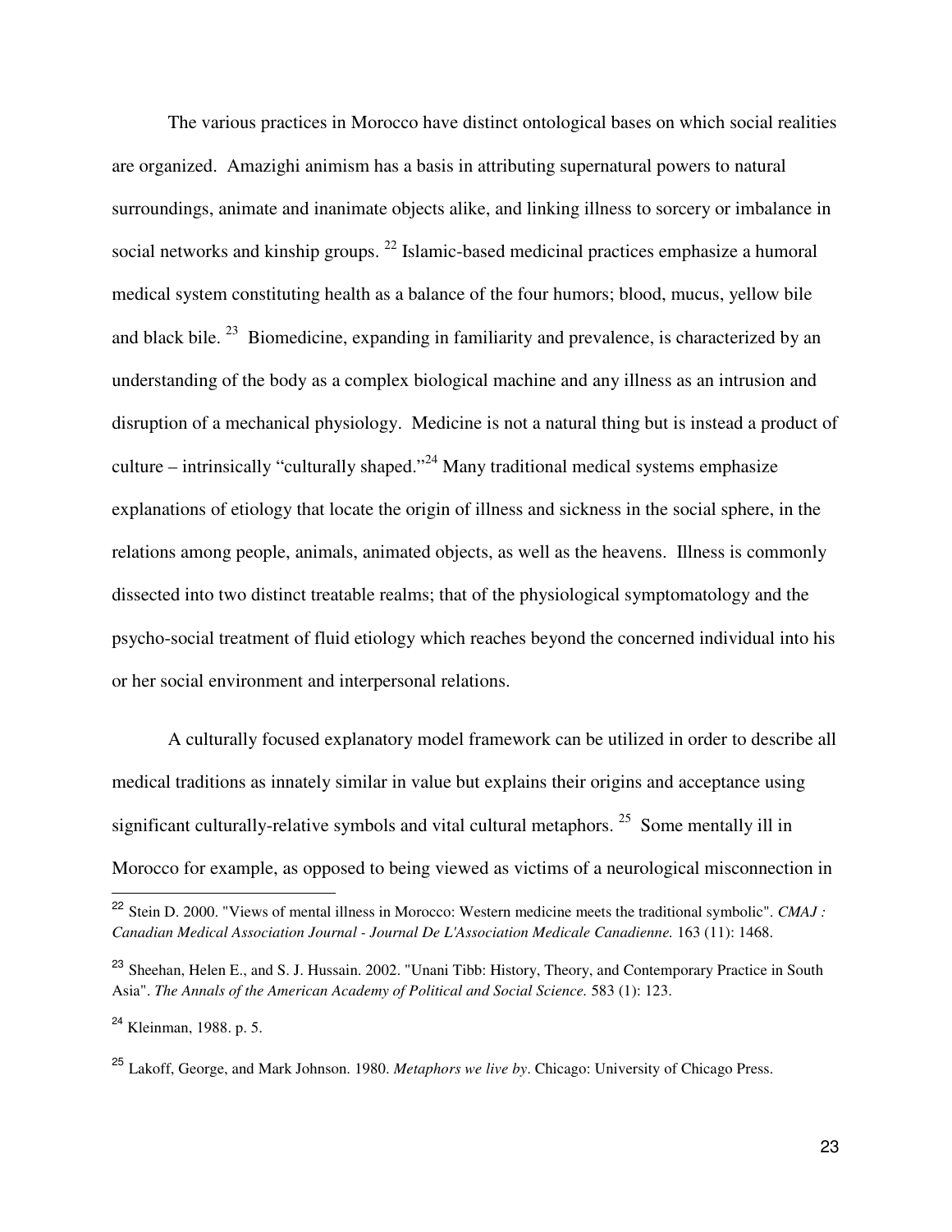The various practices in Morocco have distinct ontological bases on which social realities are organized. Amazighi animism has a basis in attributing supernatural powers to natural surroundings, animate and inanimate objects alike, and linking illness to sorcery or imbalance in social networks and kinship groups. [22] Islamic-based medicinal practices emphasize a humoral medical system constituting health as a balance of the four humors; blood, mucus, yellow bile and black bile. [23] Biomedicine, expanding in familiarity and prevalence, is characterized by an understanding of the body as a complex biological machine and any illness as an intrusion and disruption of a mechanical physiology. Medicine is not a natural thing but is instead a product of culture – intrinsically "culturally shaped."[24] Many traditional medical systems emphasize explanations of etiology that locate the origin of illness and sickness in the social sphere, in the relations among people, animals, animated objects, as well as the heavens. Illness is commonly dissected into two distinct treatable realms; that of the physiological symptomatology and the psycho-social treatment of fluid etiology which reaches beyond the concerned individual into his or her social environment and interpersonal relations.

A culturally focused explanatory model framework can be utilized in order to describe all medical traditions as innately similar in value but explains their origins and acceptance using significant culturally-relative symbols and vital cultural metaphors. [25] Some mentally ill in Morocco for example, as opposed to being viewed as victims of a neurological misconnection in

---

[22] Stein D. 2000. "Views of mental illness in Morocco: Western medicine meets the traditional symbolic". *CMAJ : Canadian Medical Association Journal - Journal De L'Association Medicale Canadienne.* 163 (11): 1468.

[23] Sheehan, Helen E., and S. J. Hussain. 2002. "Unani Tibb: History, Theory, and Contemporary Practice in South Asia". *The Annals of the American Academy of Political and Social Science.* 583 (1): 123.

[24] Kleinman, 1988. p. 5.

[25] Lakoff, George, and Mark Johnson. 1980. *Metaphors we live by*. Chicago: University of Chicago Press.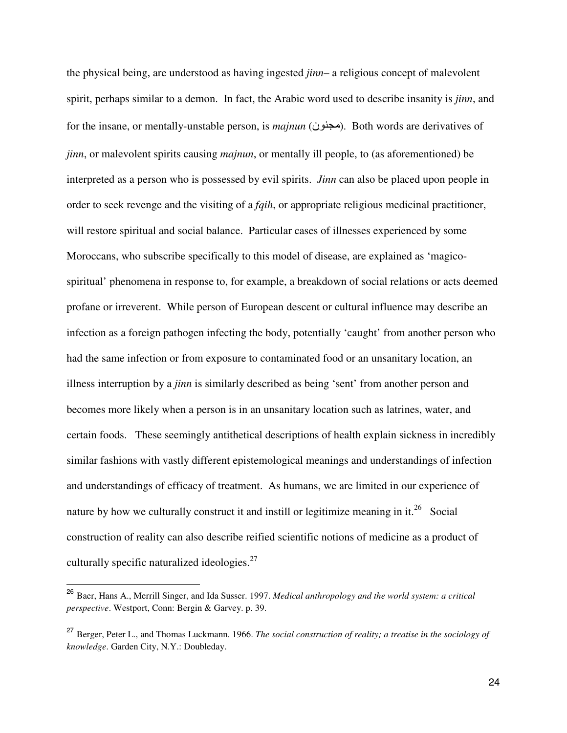the physical being, are understood as having ingested *jinn*– a religious concept of malevolent spirit, perhaps similar to a demon. In fact, the Arabic word used to describe insanity is *jinn*, and for the insane, or mentally-unstable person, is *majnun* (مجنون). Both words are derivatives of *jinn*, or malevolent spirits causing *majnun*, or mentally ill people, to (as aforementioned) be interpreted as a person who is possessed by evil spirits. *Jinn* can also be placed upon people in order to seek revenge and the visiting of a *fqih*, or appropriate religious medicinal practitioner, will restore spiritual and social balance. Particular cases of illnesses experienced by some Moroccans, who subscribe specifically to this model of disease, are explained as 'magico-spiritual' phenomena in response to, for example, a breakdown of social relations or acts deemed profane or irreverent. While person of European descent or cultural influence may describe an infection as a foreign pathogen infecting the body, potentially 'caught' from another person who had the same infection or from exposure to contaminated food or an unsanitary location, an illness interruption by a *jinn* is similarly described as being 'sent' from another person and becomes more likely when a person is in an unsanitary location such as latrines, water, and certain foods. These seemingly antithetical descriptions of health explain sickness in incredibly similar fashions with vastly different epistemological meanings and understandings of infection and understandings of efficacy of treatment. As humans, we are limited in our experience of nature by how we culturally construct it and instill or legitimize meaning in it.[26] Social construction of reality can also describe reified scientific notions of medicine as a product of culturally specific naturalized ideologies.[27]

---

[26] Baer, Hans A., Merrill Singer, and Ida Susser. 1997. *Medical anthropology and the world system: a critical perspective*. Westport, Conn: Bergin & Garvey. p. 39.

[27] Berger, Peter L., and Thomas Luckmann. 1966. *The social construction of reality; a treatise in the sociology of knowledge*. Garden City, N.Y.: Doubleday.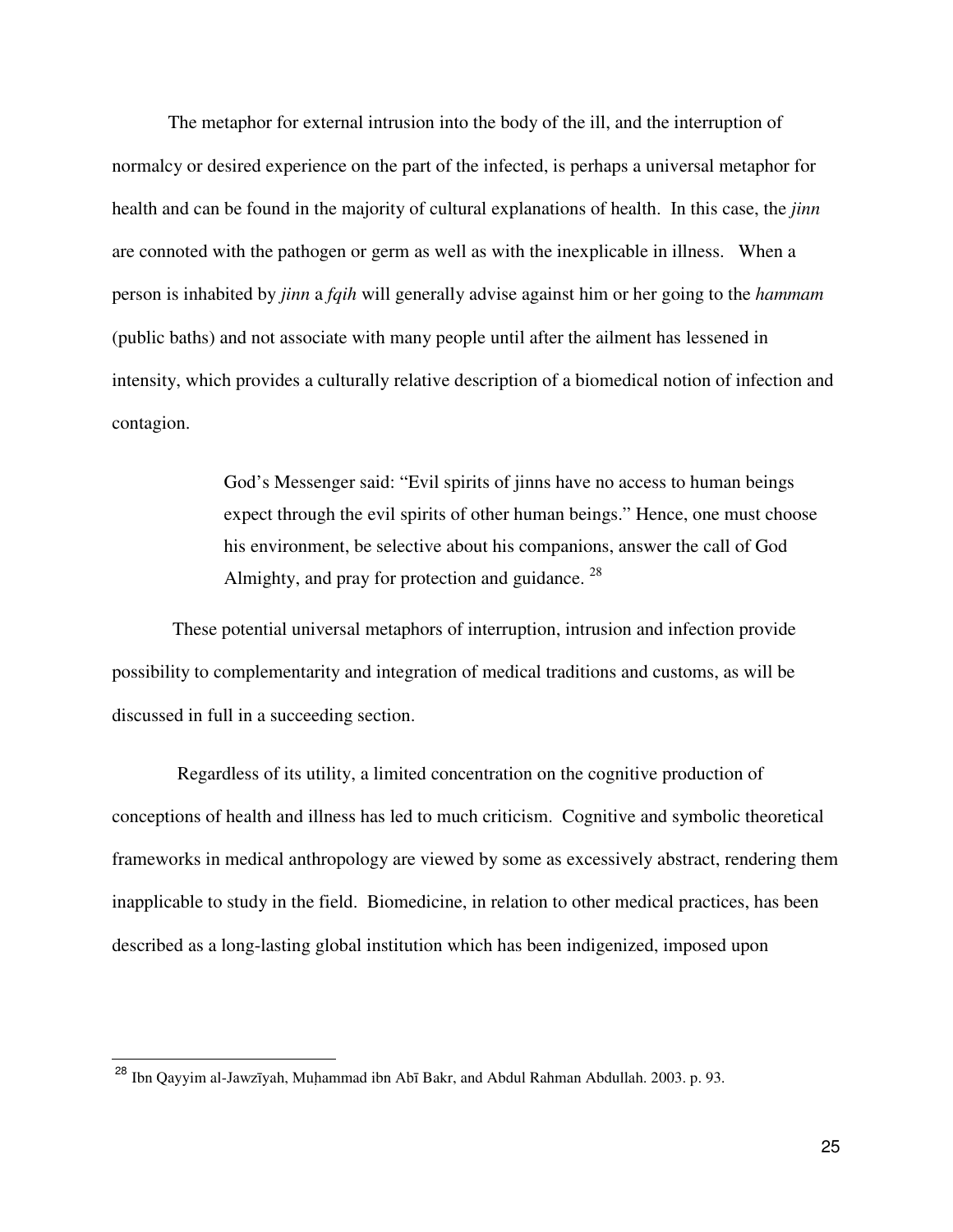The metaphor for external intrusion into the body of the ill, and the interruption of normalcy or desired experience on the part of the infected, is perhaps a universal metaphor for health and can be found in the majority of cultural explanations of health. In this case, the *jinn* are connoted with the pathogen or germ as well as with the inexplicable in illness. When a person is inhabited by *jinn* a *fqih* will generally advise against him or her going to the *hammam* (public baths) and not associate with many people until after the ailment has lessened in intensity, which provides a culturally relative description of a biomedical notion of infection and contagion.

> God's Messenger said: "Evil spirits of jinns have no access to human beings expect through the evil spirits of other human beings." Hence, one must choose his environment, be selective about his companions, answer the call of God Almighty, and pray for protection and guidance. [28]

These potential universal metaphors of interruption, intrusion and infection provide possibility to complementarity and integration of medical traditions and customs, as will be discussed in full in a succeeding section.

Regardless of its utility, a limited concentration on the cognitive production of conceptions of health and illness has led to much criticism. Cognitive and symbolic theoretical frameworks in medical anthropology are viewed by some as excessively abstract, rendering them inapplicable to study in the field. Biomedicine, in relation to other medical practices, has been described as a long-lasting global institution which has been indigenized, imposed upon

---

[28] Ibn Qayyim al-Jawzīyah, Muḥammad ibn Abī Bakr, and Abdul Rahman Abdullah. 2003. p. 93.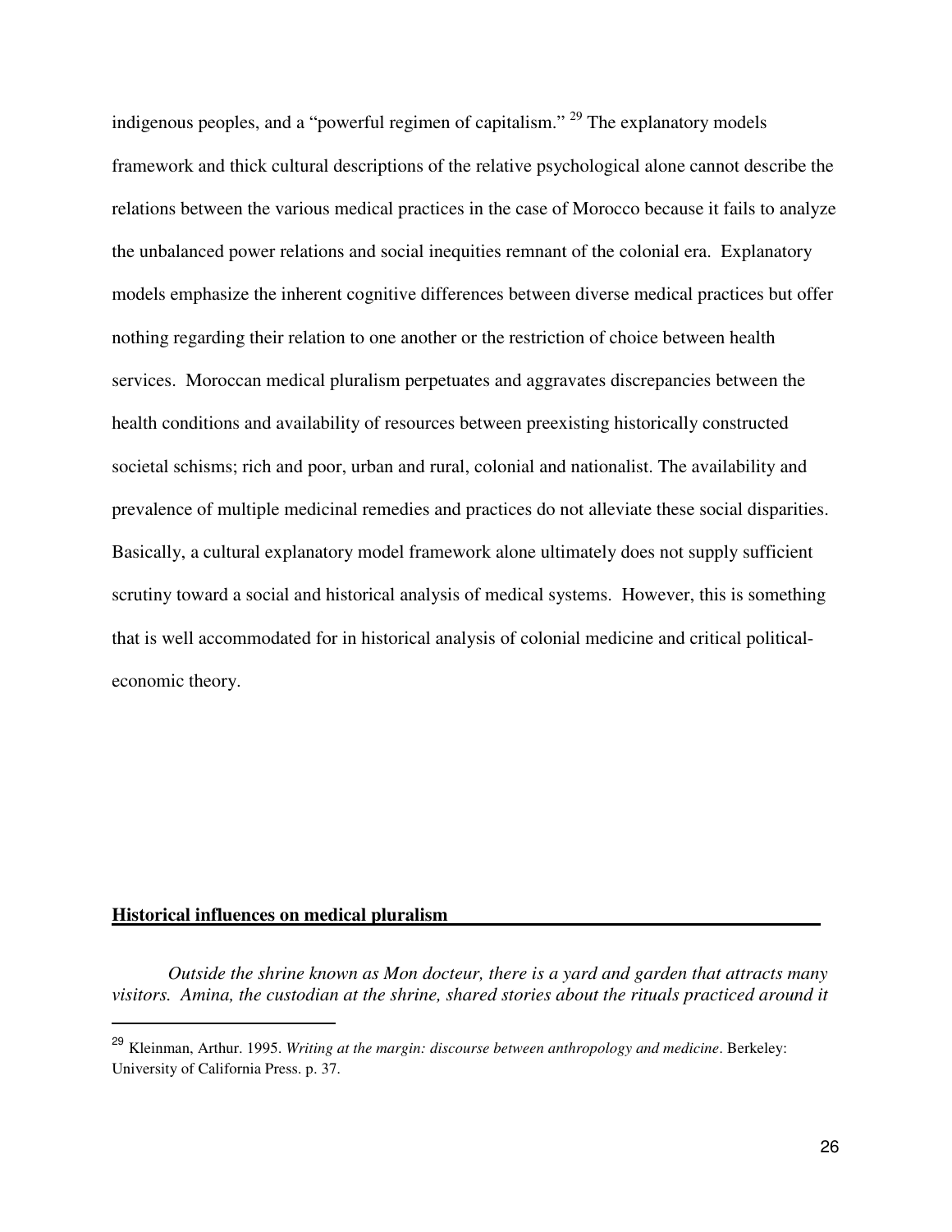indigenous peoples, and a "powerful regimen of capitalism." [29] The explanatory models framework and thick cultural descriptions of the relative psychological alone cannot describe the relations between the various medical practices in the case of Morocco because it fails to analyze the unbalanced power relations and social inequities remnant of the colonial era. Explanatory models emphasize the inherent cognitive differences between diverse medical practices but offer nothing regarding their relation to one another or the restriction of choice between health services. Moroccan medical pluralism perpetuates and aggravates discrepancies between the health conditions and availability of resources between preexisting historically constructed societal schisms; rich and poor, urban and rural, colonial and nationalist. The availability and prevalence of multiple medicinal remedies and practices do not alleviate these social disparities. Basically, a cultural explanatory model framework alone ultimately does not supply sufficient scrutiny toward a social and historical analysis of medical systems. However, this is something that is well accommodated for in historical analysis of colonial medicine and critical political-economic theory.

## Historical influences on medical pluralism

*Outside the shrine known as Mon docteur, there is a yard and garden that attracts many visitors. Amina, the custodian at the shrine, shared stories about the rituals practiced around it*

---

[29] Kleinman, Arthur. 1995. *Writing at the margin: discourse between anthropology and medicine*. Berkeley: University of California Press. p. 37.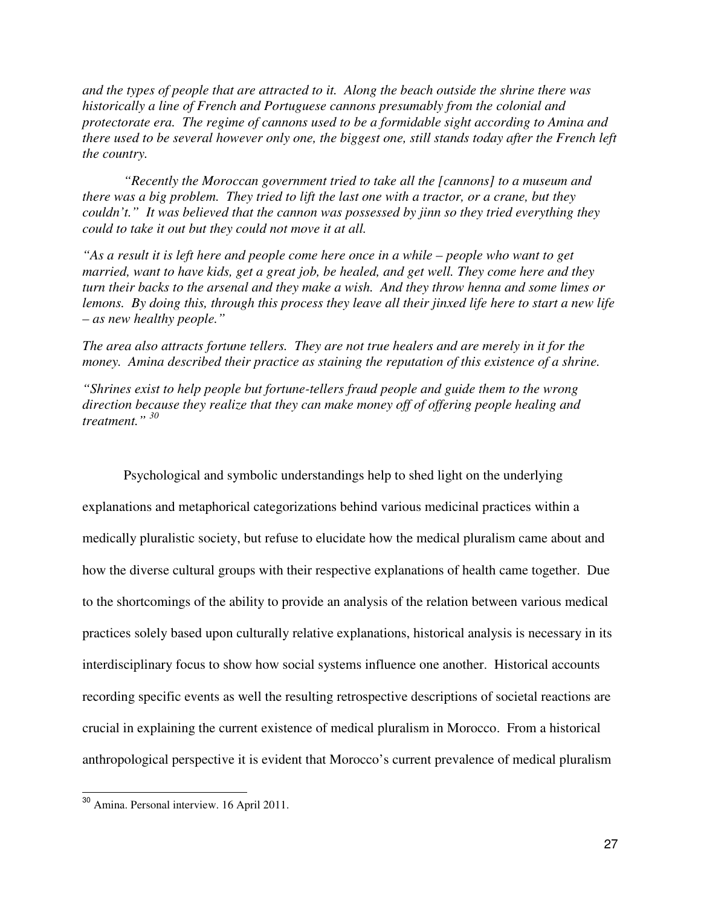*and the types of people that are attracted to it. Along the beach outside the shrine there was historically a line of French and Portuguese cannons presumably from the colonial and protectorate era. The regime of cannons used to be a formidable sight according to Amina and there used to be several however only one, the biggest one, still stands today after the French left the country.*

*"Recently the Moroccan government tried to take all the [cannons] to a museum and there was a big problem. They tried to lift the last one with a tractor, or a crane, but they couldn't." It was believed that the cannon was possessed by jinn so they tried everything they could to take it out but they could not move it at all.*

*"As a result it is left here and people come here once in a while – people who want to get married, want to have kids, get a great job, be healed, and get well. They come here and they turn their backs to the arsenal and they make a wish. And they throw henna and some limes or lemons. By doing this, through this process they leave all their jinxed life here to start a new life – as new healthy people."*

*The area also attracts fortune tellers. They are not true healers and are merely in it for the money. Amina described their practice as staining the reputation of this existence of a shrine.*

*"Shrines exist to help people but fortune-tellers fraud people and guide them to the wrong direction because they realize that they can make money off of offering people healing and treatment."* [30]

Psychological and symbolic understandings help to shed light on the underlying explanations and metaphorical categorizations behind various medicinal practices within a medically pluralistic society, but refuse to elucidate how the medical pluralism came about and how the diverse cultural groups with their respective explanations of health came together. Due to the shortcomings of the ability to provide an analysis of the relation between various medical practices solely based upon culturally relative explanations, historical analysis is necessary in its interdisciplinary focus to show how social systems influence one another. Historical accounts recording specific events as well the resulting retrospective descriptions of societal reactions are crucial in explaining the current existence of medical pluralism in Morocco. From a historical anthropological perspective it is evident that Morocco's current prevalence of medical pluralism

---

[30] Amina. Personal interview. 16 April 2011.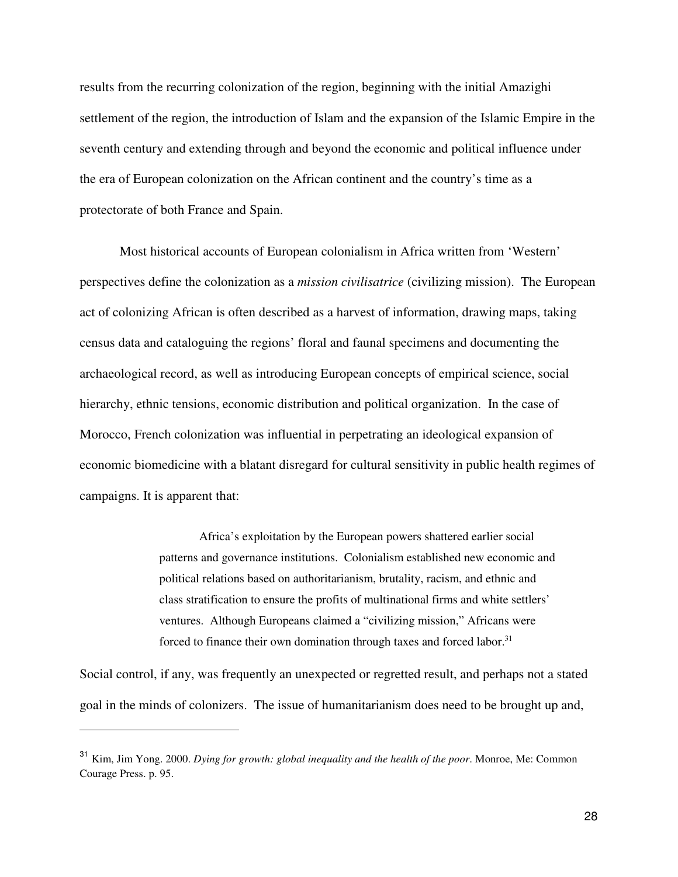results from the recurring colonization of the region, beginning with the initial Amazighi settlement of the region, the introduction of Islam and the expansion of the Islamic Empire in the seventh century and extending through and beyond the economic and political influence under the era of European colonization on the African continent and the country's time as a protectorate of both France and Spain.

Most historical accounts of European colonialism in Africa written from 'Western' perspectives define the colonization as a *mission civilisatrice* (civilizing mission). The European act of colonizing African is often described as a harvest of information, drawing maps, taking census data and cataloguing the regions' floral and faunal specimens and documenting the archaeological record, as well as introducing European concepts of empirical science, social hierarchy, ethnic tensions, economic distribution and political organization. In the case of Morocco, French colonization was influential in perpetrating an ideological expansion of economic biomedicine with a blatant disregard for cultural sensitivity in public health regimes of campaigns. It is apparent that:

> Africa's exploitation by the European powers shattered earlier social patterns and governance institutions. Colonialism established new economic and political relations based on authoritarianism, brutality, racism, and ethnic and class stratification to ensure the profits of multinational firms and white settlers' ventures. Although Europeans claimed a "civilizing mission," Africans were forced to finance their own domination through taxes and forced labor.[31]

Social control, if any, was frequently an unexpected or regretted result, and perhaps not a stated goal in the minds of colonizers. The issue of humanitarianism does need to be brought up and,

---

[31] Kim, Jim Yong. 2000. *Dying for growth: global inequality and the health of the poor*. Monroe, Me: Common Courage Press. p. 95.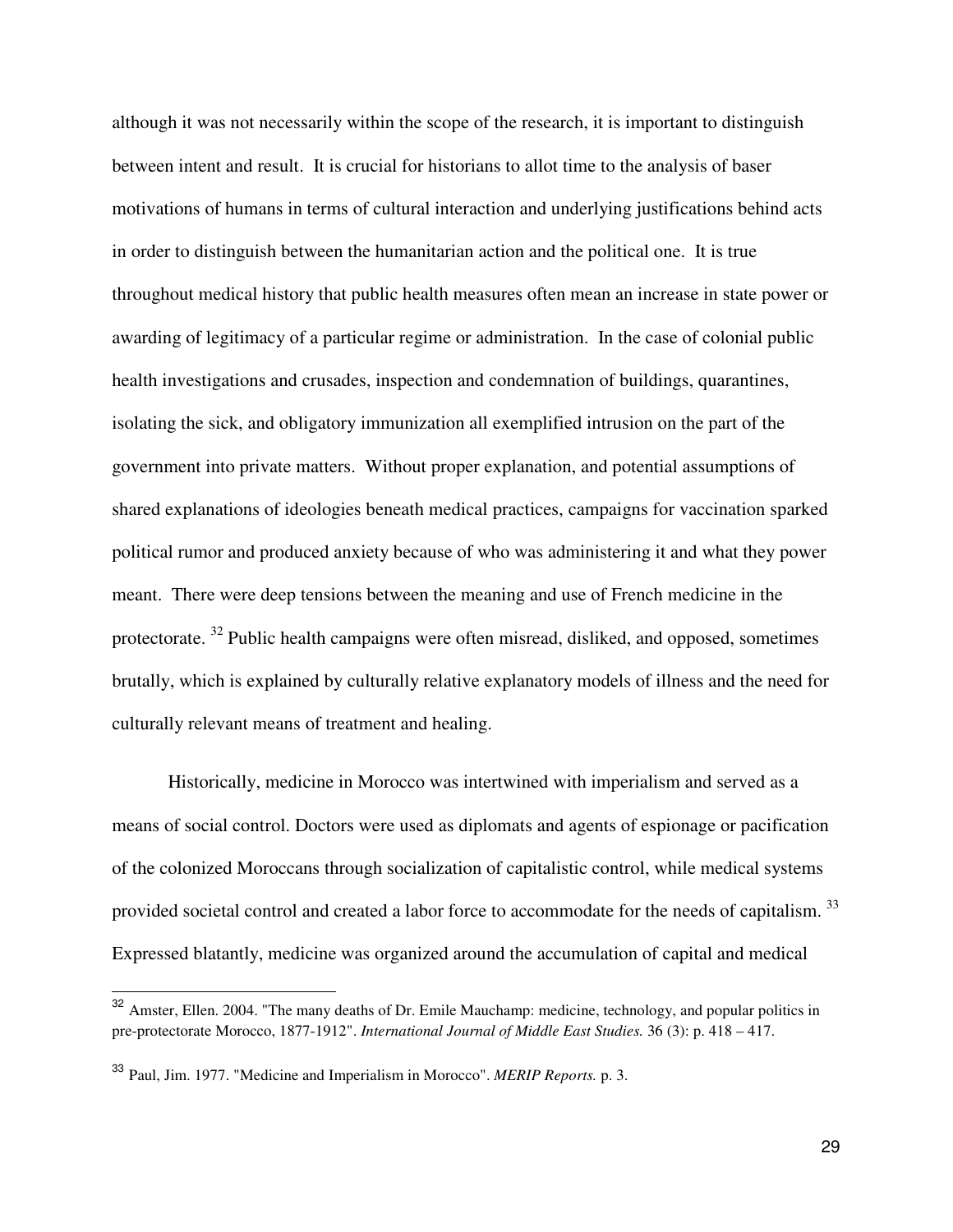although it was not necessarily within the scope of the research, it is important to distinguish between intent and result. It is crucial for historians to allot time to the analysis of baser motivations of humans in terms of cultural interaction and underlying justifications behind acts in order to distinguish between the humanitarian action and the political one. It is true throughout medical history that public health measures often mean an increase in state power or awarding of legitimacy of a particular regime or administration. In the case of colonial public health investigations and crusades, inspection and condemnation of buildings, quarantines, isolating the sick, and obligatory immunization all exemplified intrusion on the part of the government into private matters. Without proper explanation, and potential assumptions of shared explanations of ideologies beneath medical practices, campaigns for vaccination sparked political rumor and produced anxiety because of who was administering it and what they power meant. There were deep tensions between the meaning and use of French medicine in the protectorate. [32] Public health campaigns were often misread, disliked, and opposed, sometimes brutally, which is explained by culturally relative explanatory models of illness and the need for culturally relevant means of treatment and healing.

Historically, medicine in Morocco was intertwined with imperialism and served as a means of social control. Doctors were used as diplomats and agents of espionage or pacification of the colonized Moroccans through socialization of capitalistic control, while medical systems provided societal control and created a labor force to accommodate for the needs of capitalism. [33] Expressed blatantly, medicine was organized around the accumulation of capital and medical

---

[32] Amster, Ellen. 2004. "The many deaths of Dr. Emile Mauchamp: medicine, technology, and popular politics in pre-protectorate Morocco, 1877-1912". *International Journal of Middle East Studies.* 36 (3): p. 418 – 417.

[33] Paul, Jim. 1977. "Medicine and Imperialism in Morocco". *MERIP Reports.* p. 3.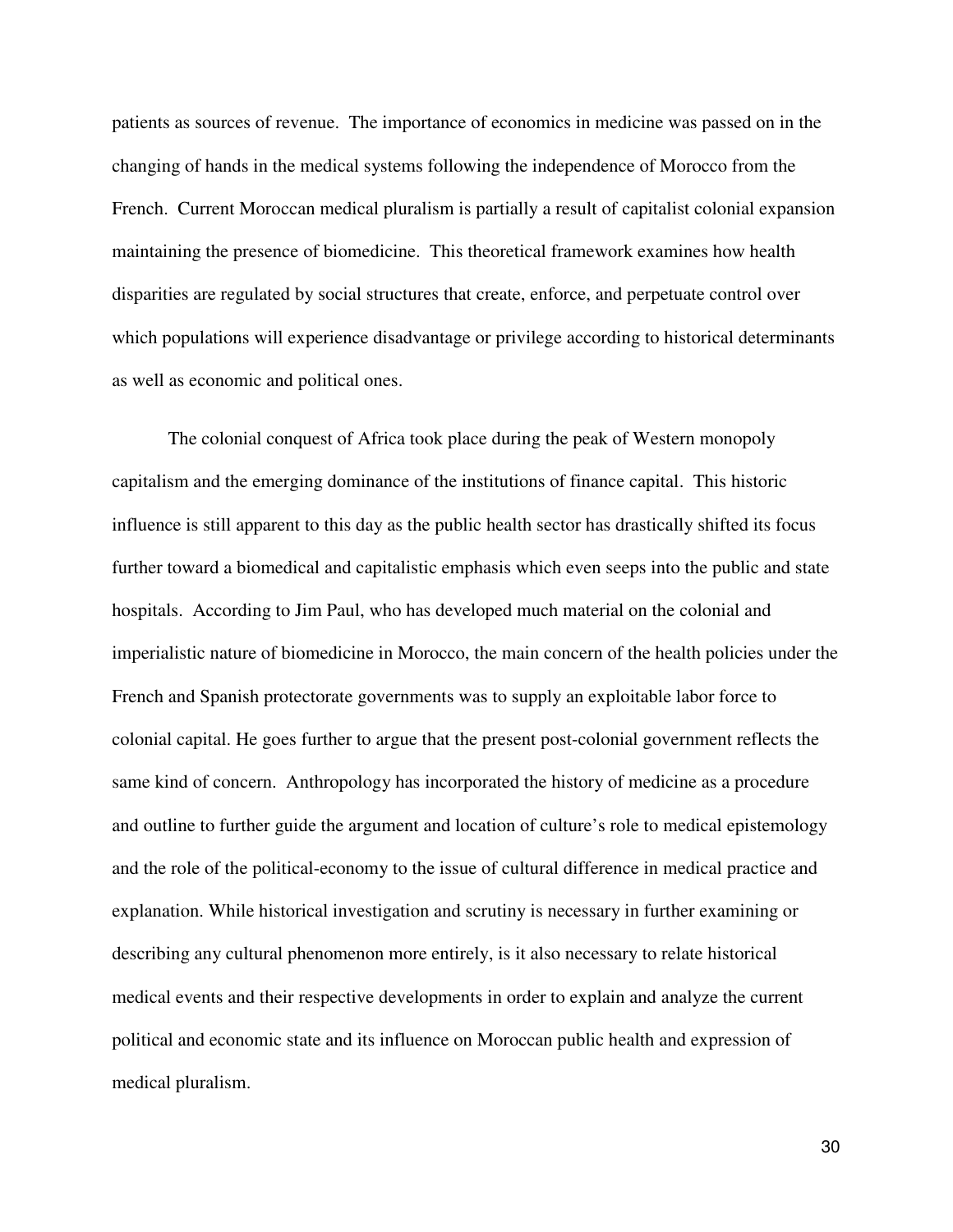patients as sources of revenue. The importance of economics in medicine was passed on in the changing of hands in the medical systems following the independence of Morocco from the French. Current Moroccan medical pluralism is partially a result of capitalist colonial expansion maintaining the presence of biomedicine. This theoretical framework examines how health disparities are regulated by social structures that create, enforce, and perpetuate control over which populations will experience disadvantage or privilege according to historical determinants as well as economic and political ones.

The colonial conquest of Africa took place during the peak of Western monopoly capitalism and the emerging dominance of the institutions of finance capital. This historic influence is still apparent to this day as the public health sector has drastically shifted its focus further toward a biomedical and capitalistic emphasis which even seeps into the public and state hospitals. According to Jim Paul, who has developed much material on the colonial and imperialistic nature of biomedicine in Morocco, the main concern of the health policies under the French and Spanish protectorate governments was to supply an exploitable labor force to colonial capital. He goes further to argue that the present post-colonial government reflects the same kind of concern. Anthropology has incorporated the history of medicine as a procedure and outline to further guide the argument and location of culture's role to medical epistemology and the role of the political-economy to the issue of cultural difference in medical practice and explanation. While historical investigation and scrutiny is necessary in further examining or describing any cultural phenomenon more entirely, is it also necessary to relate historical medical events and their respective developments in order to explain and analyze the current political and economic state and its influence on Moroccan public health and expression of medical pluralism.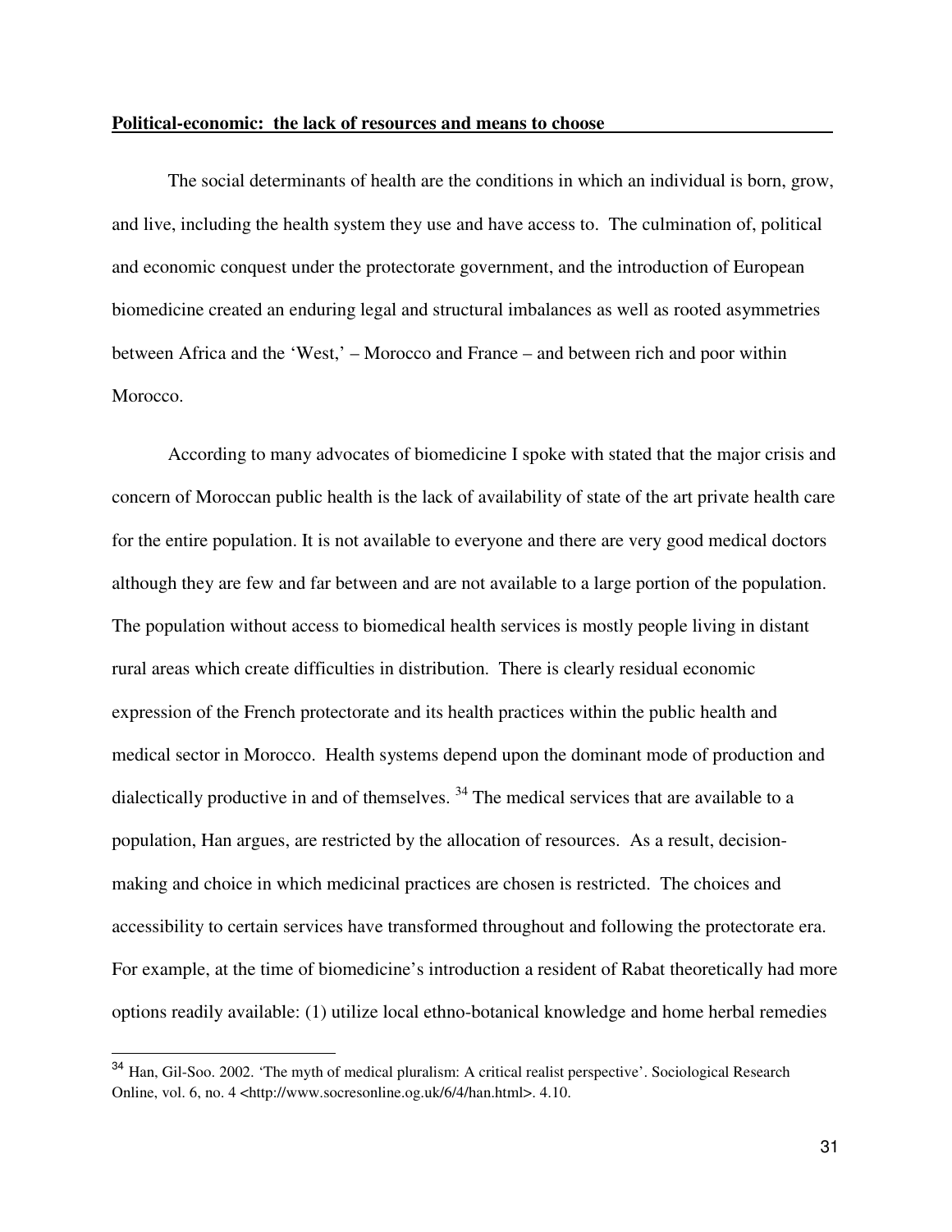**Political-economic: the lack of resources and means to choose**

The social determinants of health are the conditions in which an individual is born, grow, and live, including the health system they use and have access to. The culmination of, political and economic conquest under the protectorate government, and the introduction of European biomedicine created an enduring legal and structural imbalances as well as rooted asymmetries between Africa and the 'West,' – Morocco and France – and between rich and poor within Morocco.

According to many advocates of biomedicine I spoke with stated that the major crisis and concern of Moroccan public health is the lack of availability of state of the art private health care for the entire population. It is not available to everyone and there are very good medical doctors although they are few and far between and are not available to a large portion of the population. The population without access to biomedical health services is mostly people living in distant rural areas which create difficulties in distribution. There is clearly residual economic expression of the French protectorate and its health practices within the public health and medical sector in Morocco. Health systems depend upon the dominant mode of production and dialectically productive in and of themselves. [34] The medical services that are available to a population, Han argues, are restricted by the allocation of resources. As a result, decision-making and choice in which medicinal practices are chosen is restricted. The choices and accessibility to certain services have transformed throughout and following the protectorate era. For example, at the time of biomedicine's introduction a resident of Rabat theoretically had more options readily available: (1) utilize local ethno-botanical knowledge and home herbal remedies

---

[34] Han, Gil-Soo. 2002. 'The myth of medical pluralism: A critical realist perspective'. Sociological Research Online, vol. 6, no. 4 <http://www.socresonline.og.uk/6/4/han.html>. 4.10.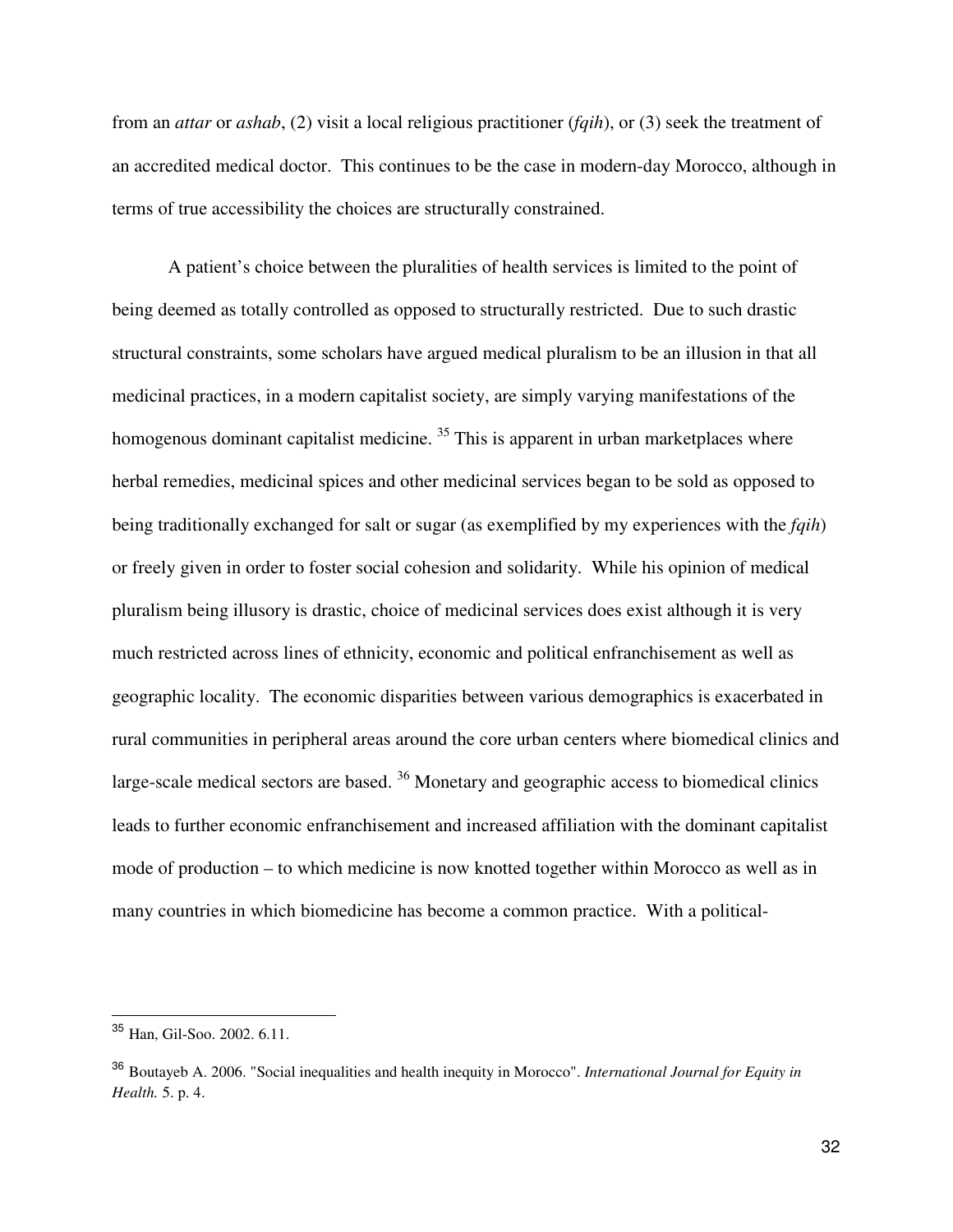from an *attar* or *ashab*, (2) visit a local religious practitioner (*fqih*), or (3) seek the treatment of an accredited medical doctor. This continues to be the case in modern-day Morocco, although in terms of true accessibility the choices are structurally constrained.

A patient's choice between the pluralities of health services is limited to the point of being deemed as totally controlled as opposed to structurally restricted. Due to such drastic structural constraints, some scholars have argued medical pluralism to be an illusion in that all medicinal practices, in a modern capitalist society, are simply varying manifestations of the homogenous dominant capitalist medicine. [35] This is apparent in urban marketplaces where herbal remedies, medicinal spices and other medicinal services began to be sold as opposed to being traditionally exchanged for salt or sugar (as exemplified by my experiences with the *fqih*) or freely given in order to foster social cohesion and solidarity. While his opinion of medical pluralism being illusory is drastic, choice of medicinal services does exist although it is very much restricted across lines of ethnicity, economic and political enfranchisement as well as geographic locality. The economic disparities between various demographics is exacerbated in rural communities in peripheral areas around the core urban centers where biomedical clinics and large-scale medical sectors are based. [36] Monetary and geographic access to biomedical clinics leads to further economic enfranchisement and increased affiliation with the dominant capitalist mode of production – to which medicine is now knotted together within Morocco as well as in many countries in which biomedicine has become a common practice. With a political-

---

[35] Han, Gil-Soo. 2002. 6.11.

[36] Boutayeb A. 2006. "Social inequalities and health inequity in Morocco". *International Journal for Equity in Health.* 5. p. 4.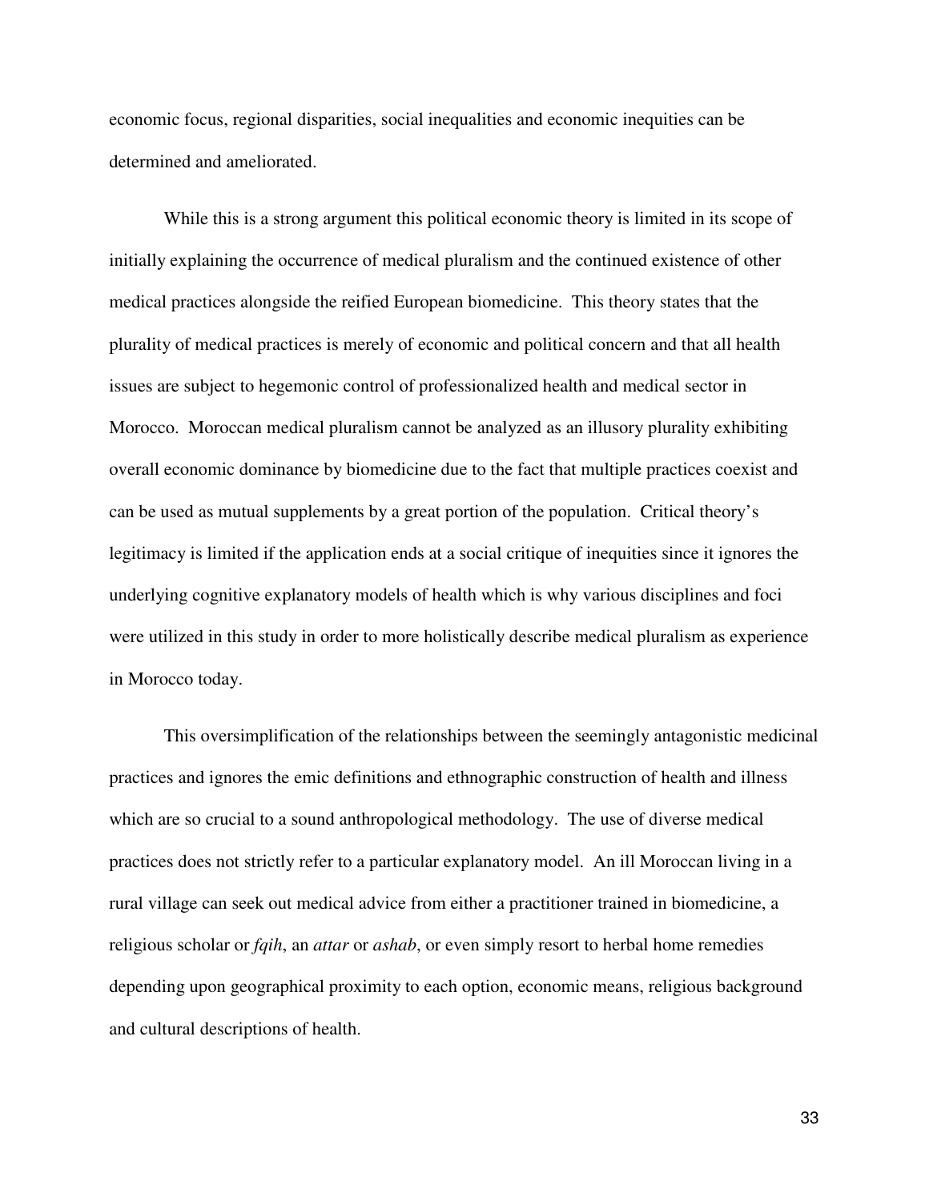economic focus, regional disparities, social inequalities and economic inequities can be determined and ameliorated.

While this is a strong argument this political economic theory is limited in its scope of initially explaining the occurrence of medical pluralism and the continued existence of other medical practices alongside the reified European biomedicine. This theory states that the plurality of medical practices is merely of economic and political concern and that all health issues are subject to hegemonic control of professionalized health and medical sector in Morocco. Moroccan medical pluralism cannot be analyzed as an illusory plurality exhibiting overall economic dominance by biomedicine due to the fact that multiple practices coexist and can be used as mutual supplements by a great portion of the population. Critical theory's legitimacy is limited if the application ends at a social critique of inequities since it ignores the underlying cognitive explanatory models of health which is why various disciplines and foci were utilized in this study in order to more holistically describe medical pluralism as experience in Morocco today.

This oversimplification of the relationships between the seemingly antagonistic medicinal practices and ignores the emic definitions and ethnographic construction of health and illness which are so crucial to a sound anthropological methodology. The use of diverse medical practices does not strictly refer to a particular explanatory model. An ill Moroccan living in a rural village can seek out medical advice from either a practitioner trained in biomedicine, a religious scholar or *fqih*, an *attar* or *ashab*, or even simply resort to herbal home remedies depending upon geographical proximity to each option, economic means, religious background and cultural descriptions of health.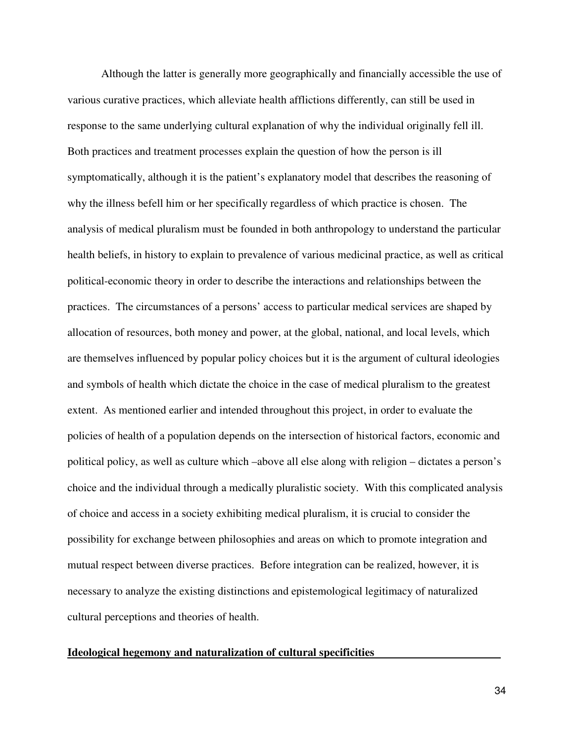Although the latter is generally more geographically and financially accessible the use of various curative practices, which alleviate health afflictions differently, can still be used in response to the same underlying cultural explanation of why the individual originally fell ill. Both practices and treatment processes explain the question of how the person is ill symptomatically, although it is the patient's explanatory model that describes the reasoning of why the illness befell him or her specifically regardless of which practice is chosen. The analysis of medical pluralism must be founded in both anthropology to understand the particular health beliefs, in history to explain to prevalence of various medicinal practice, as well as critical political-economic theory in order to describe the interactions and relationships between the practices. The circumstances of a persons' access to particular medical services are shaped by allocation of resources, both money and power, at the global, national, and local levels, which are themselves influenced by popular policy choices but it is the argument of cultural ideologies and symbols of health which dictate the choice in the case of medical pluralism to the greatest extent. As mentioned earlier and intended throughout this project, in order to evaluate the policies of health of a population depends on the intersection of historical factors, economic and political policy, as well as culture which –above all else along with religion – dictates a person's choice and the individual through a medically pluralistic society. With this complicated analysis of choice and access in a society exhibiting medical pluralism, it is crucial to consider the possibility for exchange between philosophies and areas on which to promote integration and mutual respect between diverse practices. Before integration can be realized, however, it is necessary to analyze the existing distinctions and epistemological legitimacy of naturalized cultural perceptions and theories of health.

## Ideological hegemony and naturalization of cultural specificities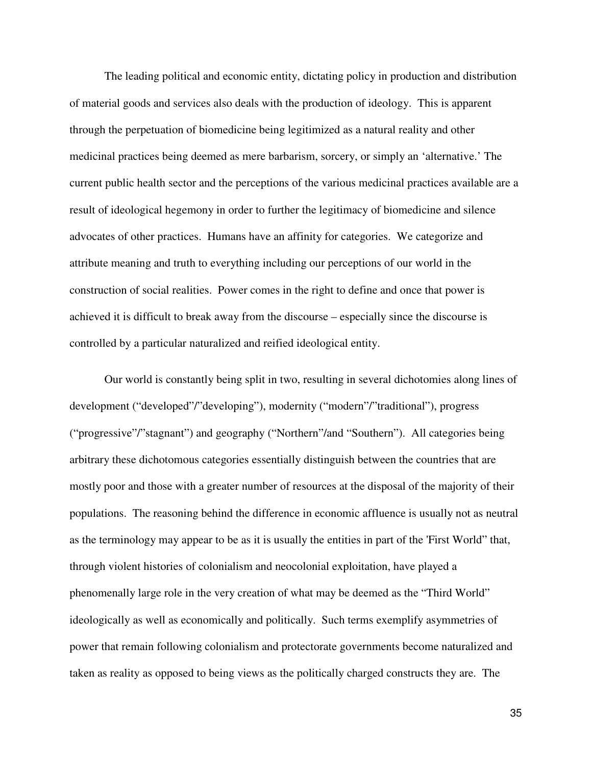The leading political and economic entity, dictating policy in production and distribution of material goods and services also deals with the production of ideology. This is apparent through the perpetuation of biomedicine being legitimized as a natural reality and other medicinal practices being deemed as mere barbarism, sorcery, or simply an 'alternative.' The current public health sector and the perceptions of the various medicinal practices available are a result of ideological hegemony in order to further the legitimacy of biomedicine and silence advocates of other practices. Humans have an affinity for categories. We categorize and attribute meaning and truth to everything including our perceptions of our world in the construction of social realities. Power comes in the right to define and once that power is achieved it is difficult to break away from the discourse – especially since the discourse is controlled by a particular naturalized and reified ideological entity.

Our world is constantly being split in two, resulting in several dichotomies along lines of development ("developed"/"developing"), modernity ("modern"/"traditional"), progress ("progressive"/"stagnant") and geography ("Northern"/and "Southern"). All categories being arbitrary these dichotomous categories essentially distinguish between the countries that are mostly poor and those with a greater number of resources at the disposal of the majority of their populations. The reasoning behind the difference in economic affluence is usually not as neutral as the terminology may appear to be as it is usually the entities in part of the 'First World" that, through violent histories of colonialism and neocolonial exploitation, have played a phenomenally large role in the very creation of what may be deemed as the "Third World" ideologically as well as economically and politically. Such terms exemplify asymmetries of power that remain following colonialism and protectorate governments become naturalized and taken as reality as opposed to being views as the politically charged constructs they are. The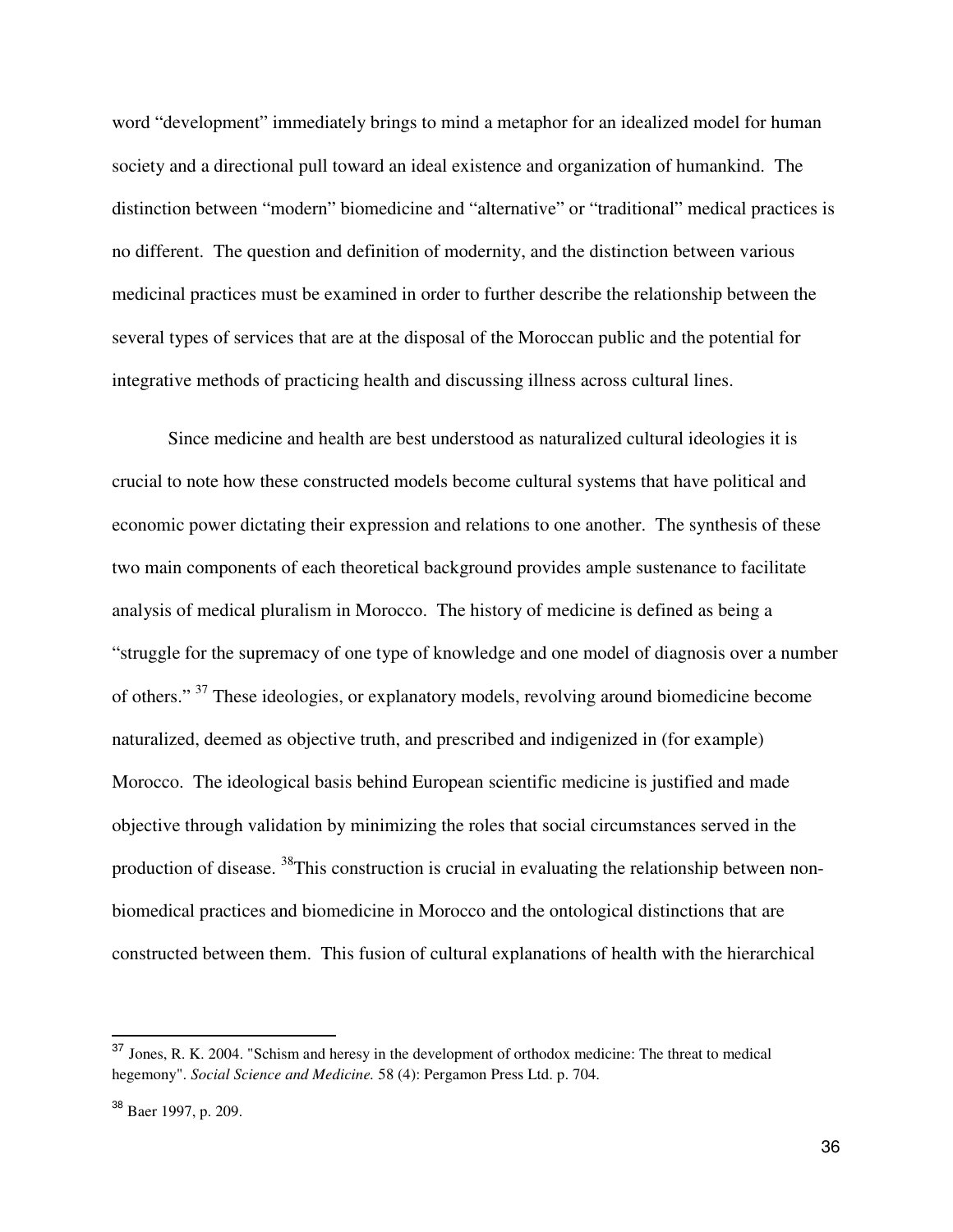word "development" immediately brings to mind a metaphor for an idealized model for human society and a directional pull toward an ideal existence and organization of humankind. The distinction between "modern" biomedicine and "alternative" or "traditional" medical practices is no different. The question and definition of modernity, and the distinction between various medicinal practices must be examined in order to further describe the relationship between the several types of services that are at the disposal of the Moroccan public and the potential for integrative methods of practicing health and discussing illness across cultural lines.

Since medicine and health are best understood as naturalized cultural ideologies it is crucial to note how these constructed models become cultural systems that have political and economic power dictating their expression and relations to one another. The synthesis of these two main components of each theoretical background provides ample sustenance to facilitate analysis of medical pluralism in Morocco. The history of medicine is defined as being a "struggle for the supremacy of one type of knowledge and one model of diagnosis over a number of others." [37] These ideologies, or explanatory models, revolving around biomedicine become naturalized, deemed as objective truth, and prescribed and indigenized in (for example) Morocco. The ideological basis behind European scientific medicine is justified and made objective through validation by minimizing the roles that social circumstances served in the production of disease. [38]This construction is crucial in evaluating the relationship between non-biomedical practices and biomedicine in Morocco and the ontological distinctions that are constructed between them. This fusion of cultural explanations of health with the hierarchical

---

[37] Jones, R. K. 2004. "Schism and heresy in the development of orthodox medicine: The threat to medical hegemony". *Social Science and Medicine.* 58 (4): Pergamon Press Ltd. p. 704.

[38] Baer 1997, p. 209.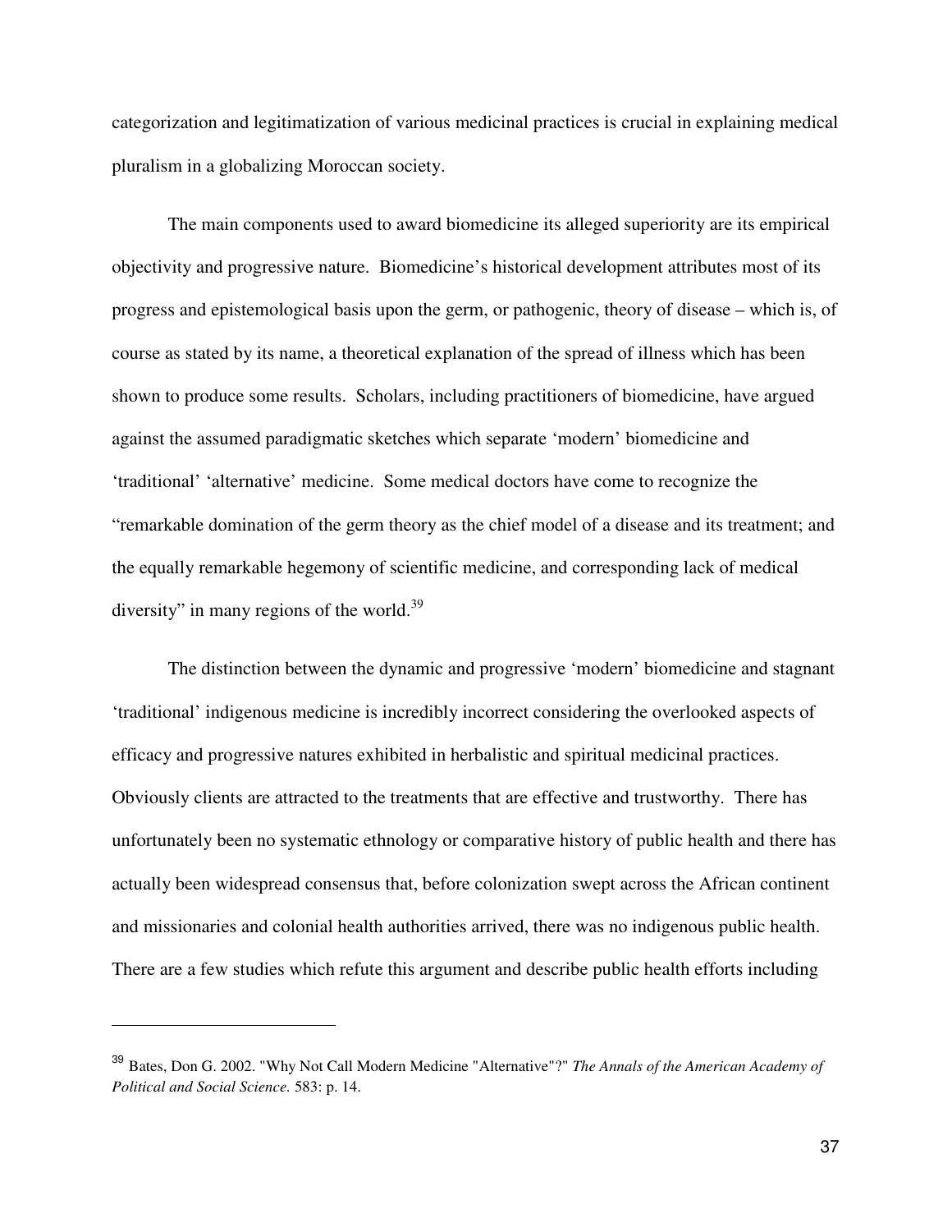categorization and legitimatization of various medicinal practices is crucial in explaining medical pluralism in a globalizing Moroccan society.

The main components used to award biomedicine its alleged superiority are its empirical objectivity and progressive nature. Biomedicine's historical development attributes most of its progress and epistemological basis upon the germ, or pathogenic, theory of disease – which is, of course as stated by its name, a theoretical explanation of the spread of illness which has been shown to produce some results. Scholars, including practitioners of biomedicine, have argued against the assumed paradigmatic sketches which separate 'modern' biomedicine and 'traditional' 'alternative' medicine. Some medical doctors have come to recognize the "remarkable domination of the germ theory as the chief model of a disease and its treatment; and the equally remarkable hegemony of scientific medicine, and corresponding lack of medical diversity" in many regions of the world.[39]

The distinction between the dynamic and progressive 'modern' biomedicine and stagnant 'traditional' indigenous medicine is incredibly incorrect considering the overlooked aspects of efficacy and progressive natures exhibited in herbalistic and spiritual medicinal practices. Obviously clients are attracted to the treatments that are effective and trustworthy. There has unfortunately been no systematic ethnology or comparative history of public health and there has actually been widespread consensus that, before colonization swept across the African continent and missionaries and colonial health authorities arrived, there was no indigenous public health. There are a few studies which refute this argument and describe public health efforts including

---

[39] Bates, Don G. 2002. "Why Not Call Modern Medicine "Alternative"?" *The Annals of the American Academy of Political and Social Science.* 583: p. 14.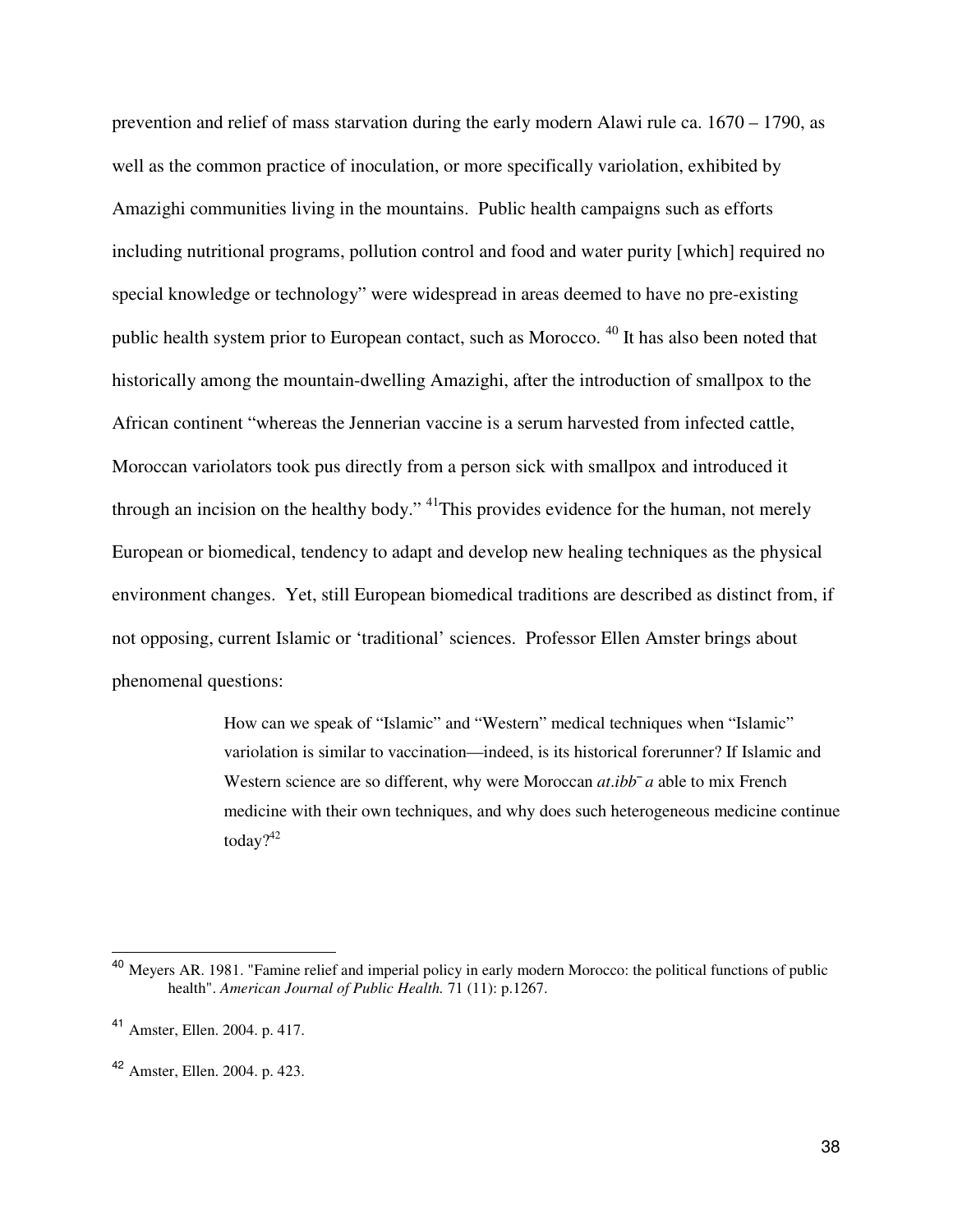prevention and relief of mass starvation during the early modern Alawi rule ca. 1670 – 1790, as well as the common practice of inoculation, or more specifically variolation, exhibited by Amazighi communities living in the mountains. Public health campaigns such as efforts including nutritional programs, pollution control and food and water purity [which] required no special knowledge or technology" were widespread in areas deemed to have no pre-existing public health system prior to European contact, such as Morocco. [40] It has also been noted that historically among the mountain-dwelling Amazighi, after the introduction of smallpox to the African continent "whereas the Jennerian vaccine is a serum harvested from infected cattle, Moroccan variolators took pus directly from a person sick with smallpox and introduced it through an incision on the healthy body." [41]This provides evidence for the human, not merely European or biomedical, tendency to adapt and develop new healing techniques as the physical environment changes. Yet, still European biomedical traditions are described as distinct from, if not opposing, current Islamic or 'traditional' sciences. Professor Ellen Amster brings about phenomenal questions:

> How can we speak of "Islamic" and "Western" medical techniques when "Islamic" variolation is similar to vaccination—indeed, is its historical forerunner? If Islamic and Western science are so different, why were Moroccan *at.ibb¯ a* able to mix French medicine with their own techniques, and why does such heterogeneous medicine continue today?[42]

---

[40] Meyers AR. 1981. "Famine relief and imperial policy in early modern Morocco: the political functions of public health". *American Journal of Public Health.* 71 (11): p.1267.

[41] Amster, Ellen. 2004. p. 417.

[42] Amster, Ellen. 2004. p. 423.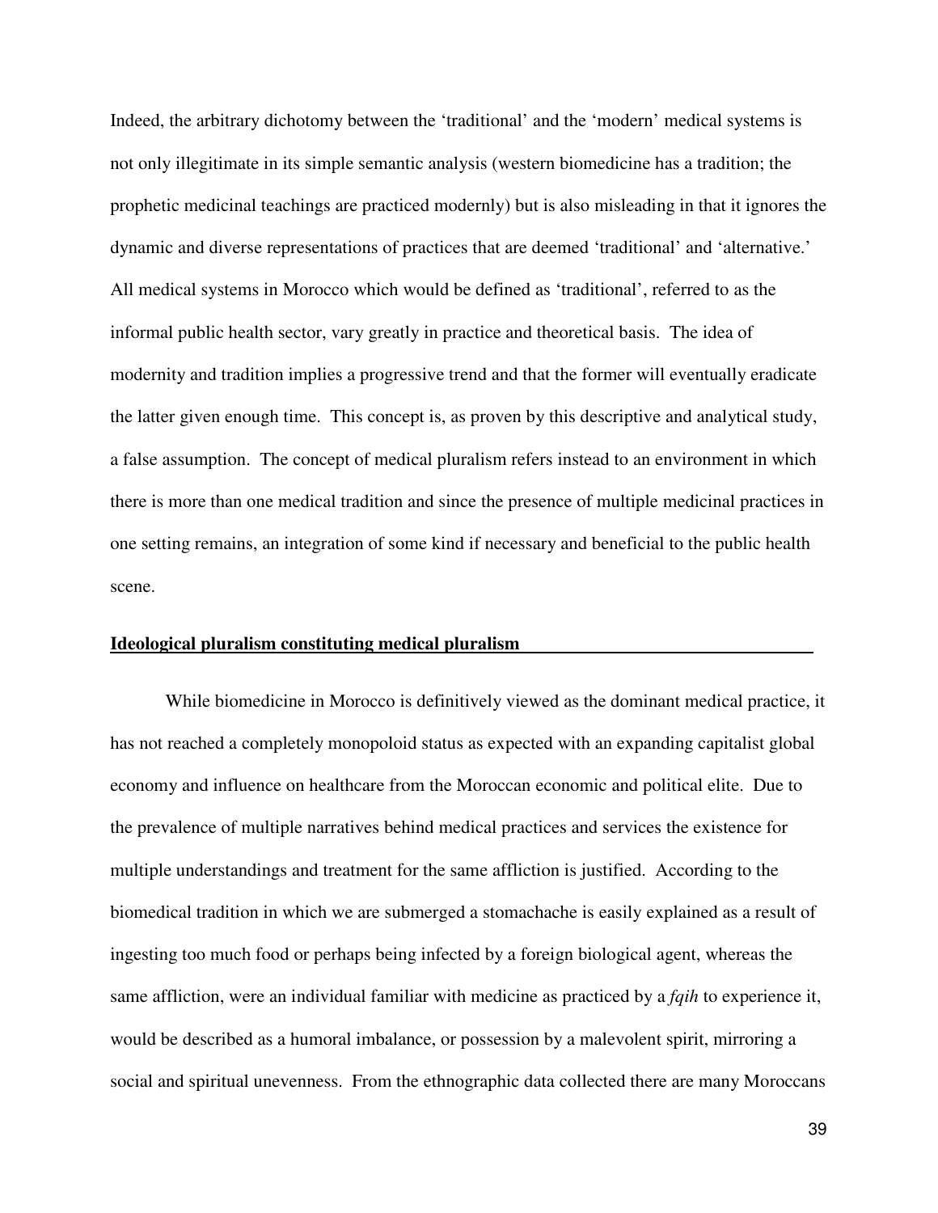Indeed, the arbitrary dichotomy between the 'traditional' and the 'modern' medical systems is not only illegitimate in its simple semantic analysis (western biomedicine has a tradition; the prophetic medicinal teachings are practiced modernly) but is also misleading in that it ignores the dynamic and diverse representations of practices that are deemed 'traditional' and 'alternative.' All medical systems in Morocco which would be defined as 'traditional', referred to as the informal public health sector, vary greatly in practice and theoretical basis. The idea of modernity and tradition implies a progressive trend and that the former will eventually eradicate the latter given enough time. This concept is, as proven by this descriptive and analytical study, a false assumption. The concept of medical pluralism refers instead to an environment in which there is more than one medical tradition and since the presence of multiple medicinal practices in one setting remains, an integration of some kind if necessary and beneficial to the public health scene.

**Ideological pluralism constituting medical pluralism**

While biomedicine in Morocco is definitively viewed as the dominant medical practice, it has not reached a completely monopoloid status as expected with an expanding capitalist global economy and influence on healthcare from the Moroccan economic and political elite. Due to the prevalence of multiple narratives behind medical practices and services the existence for multiple understandings and treatment for the same affliction is justified. According to the biomedical tradition in which we are submerged a stomachache is easily explained as a result of ingesting too much food or perhaps being infected by a foreign biological agent, whereas the same affliction, were an individual familiar with medicine as practiced by a *fqih* to experience it, would be described as a humoral imbalance, or possession by a malevolent spirit, mirroring a social and spiritual unevenness. From the ethnographic data collected there are many Moroccans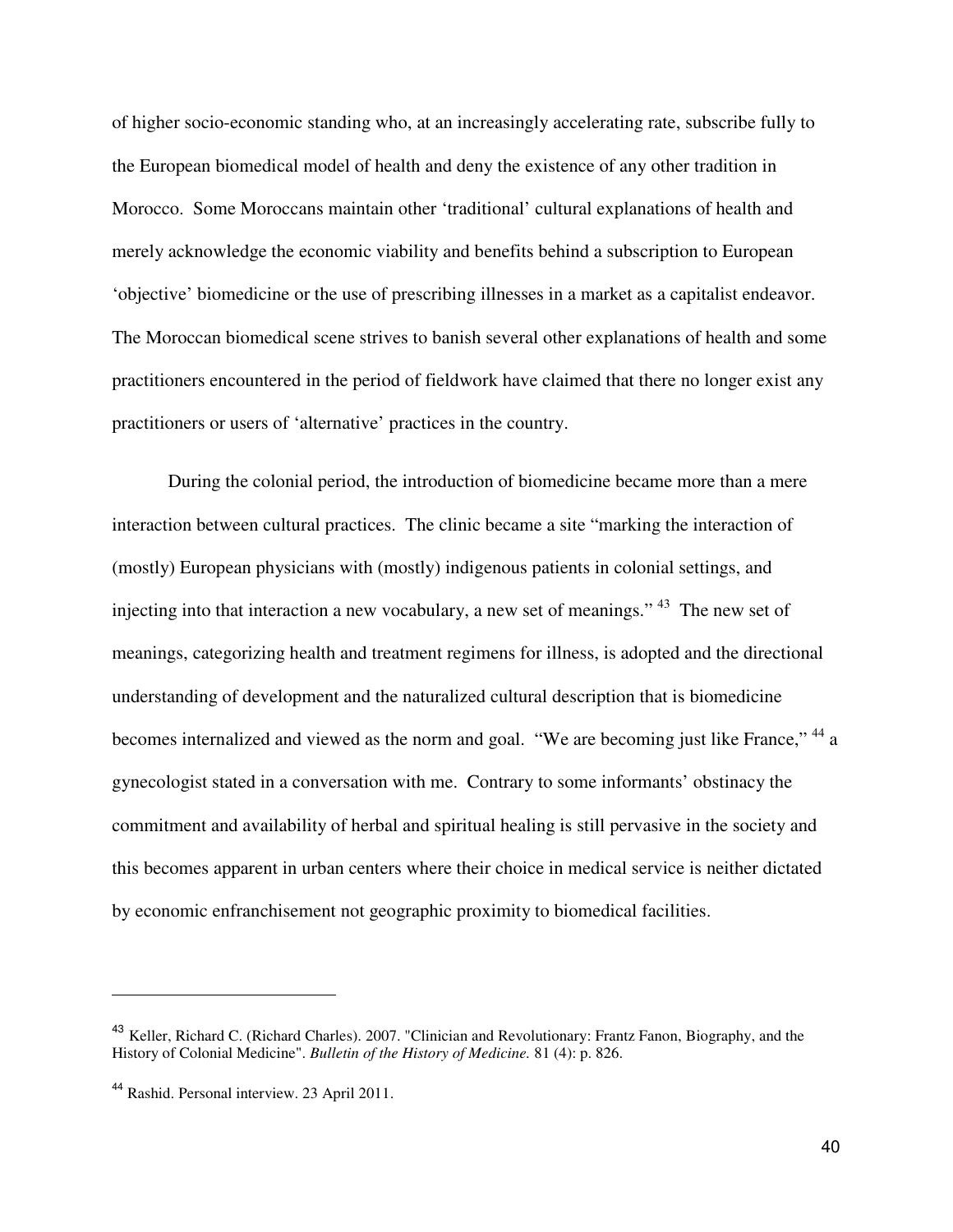of higher socio-economic standing who, at an increasingly accelerating rate, subscribe fully to the European biomedical model of health and deny the existence of any other tradition in Morocco. Some Moroccans maintain other 'traditional' cultural explanations of health and merely acknowledge the economic viability and benefits behind a subscription to European 'objective' biomedicine or the use of prescribing illnesses in a market as a capitalist endeavor. The Moroccan biomedical scene strives to banish several other explanations of health and some practitioners encountered in the period of fieldwork have claimed that there no longer exist any practitioners or users of 'alternative' practices in the country.

During the colonial period, the introduction of biomedicine became more than a mere interaction between cultural practices. The clinic became a site "marking the interaction of (mostly) European physicians with (mostly) indigenous patients in colonial settings, and injecting into that interaction a new vocabulary, a new set of meanings." [43] The new set of meanings, categorizing health and treatment regimens for illness, is adopted and the directional understanding of development and the naturalized cultural description that is biomedicine becomes internalized and viewed as the norm and goal. "We are becoming just like France," [44] a gynecologist stated in a conversation with me. Contrary to some informants' obstinacy the commitment and availability of herbal and spiritual healing is still pervasive in the society and this becomes apparent in urban centers where their choice in medical service is neither dictated by economic enfranchisement not geographic proximity to biomedical facilities.

---

[43] Keller, Richard C. (Richard Charles). 2007. "Clinician and Revolutionary: Frantz Fanon, Biography, and the History of Colonial Medicine". *Bulletin of the History of Medicine.* 81 (4): p. 826.

[44] Rashid. Personal interview. 23 April 2011.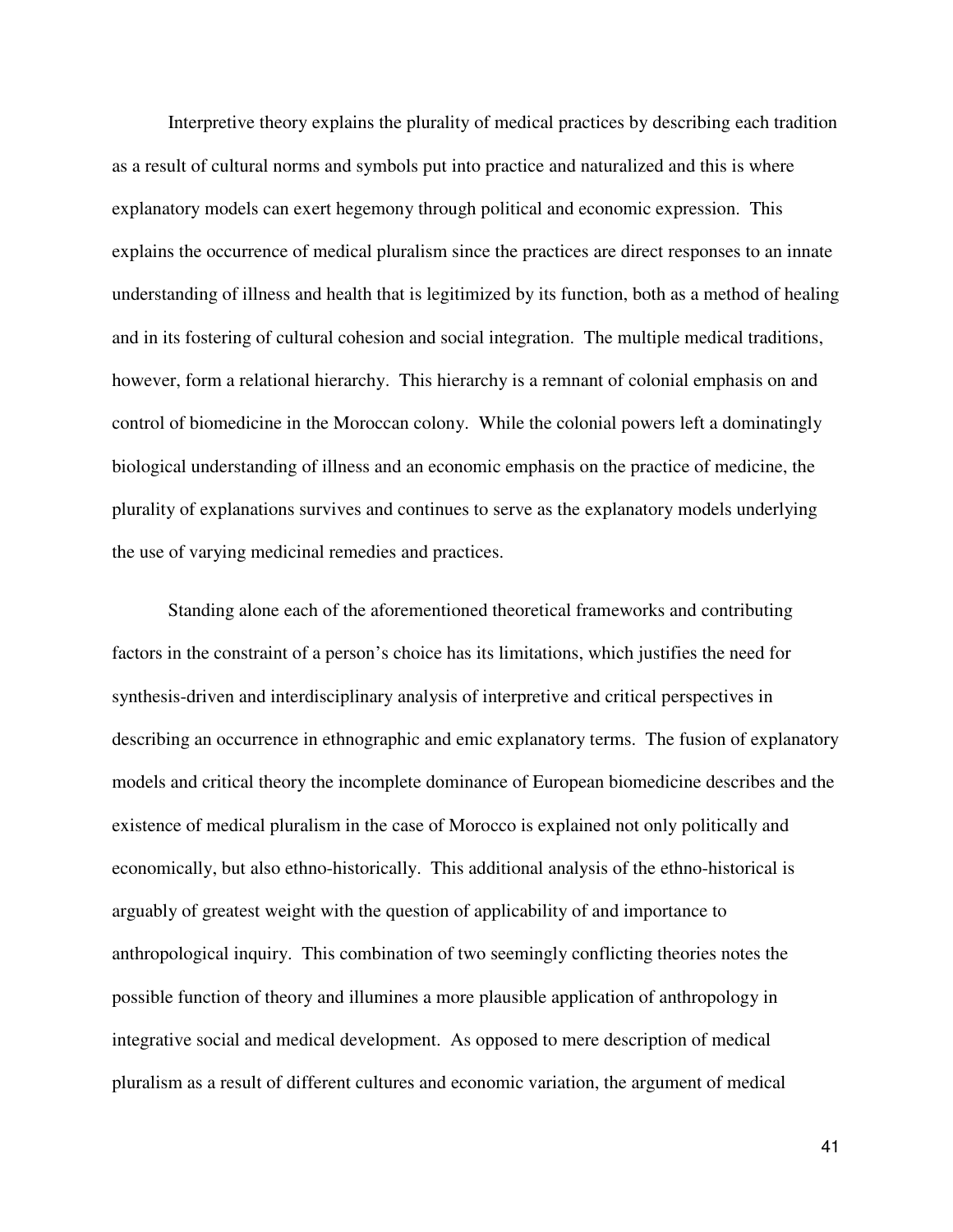Interpretive theory explains the plurality of medical practices by describing each tradition as a result of cultural norms and symbols put into practice and naturalized and this is where explanatory models can exert hegemony through political and economic expression. This explains the occurrence of medical pluralism since the practices are direct responses to an innate understanding of illness and health that is legitimized by its function, both as a method of healing and in its fostering of cultural cohesion and social integration. The multiple medical traditions, however, form a relational hierarchy. This hierarchy is a remnant of colonial emphasis on and control of biomedicine in the Moroccan colony. While the colonial powers left a dominatingly biological understanding of illness and an economic emphasis on the practice of medicine, the plurality of explanations survives and continues to serve as the explanatory models underlying the use of varying medicinal remedies and practices.

Standing alone each of the aforementioned theoretical frameworks and contributing factors in the constraint of a person's choice has its limitations, which justifies the need for synthesis-driven and interdisciplinary analysis of interpretive and critical perspectives in describing an occurrence in ethnographic and emic explanatory terms. The fusion of explanatory models and critical theory the incomplete dominance of European biomedicine describes and the existence of medical pluralism in the case of Morocco is explained not only politically and economically, but also ethno-historically. This additional analysis of the ethno-historical is arguably of greatest weight with the question of applicability of and importance to anthropological inquiry. This combination of two seemingly conflicting theories notes the possible function of theory and illumines a more plausible application of anthropology in integrative social and medical development. As opposed to mere description of medical pluralism as a result of different cultures and economic variation, the argument of medical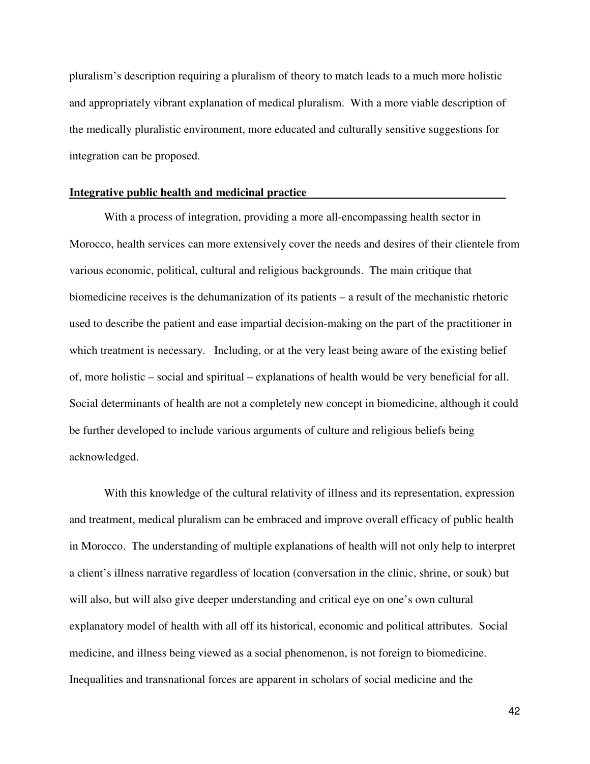pluralism's description requiring a pluralism of theory to match leads to a much more holistic and appropriately vibrant explanation of medical pluralism. With a more viable description of the medically pluralistic environment, more educated and culturally sensitive suggestions for integration can be proposed.

**Integrative public health and medicinal practice**

With a process of integration, providing a more all-encompassing health sector in Morocco, health services can more extensively cover the needs and desires of their clientele from various economic, political, cultural and religious backgrounds. The main critique that biomedicine receives is the dehumanization of its patients – a result of the mechanistic rhetoric used to describe the patient and ease impartial decision-making on the part of the practitioner in which treatment is necessary. Including, or at the very least being aware of the existing belief of, more holistic – social and spiritual – explanations of health would be very beneficial for all. Social determinants of health are not a completely new concept in biomedicine, although it could be further developed to include various arguments of culture and religious beliefs being acknowledged.

With this knowledge of the cultural relativity of illness and its representation, expression and treatment, medical pluralism can be embraced and improve overall efficacy of public health in Morocco. The understanding of multiple explanations of health will not only help to interpret a client's illness narrative regardless of location (conversation in the clinic, shrine, or souk) but will also, but will also give deeper understanding and critical eye on one's own cultural explanatory model of health with all off its historical, economic and political attributes. Social medicine, and illness being viewed as a social phenomenon, is not foreign to biomedicine. Inequalities and transnational forces are apparent in scholars of social medicine and the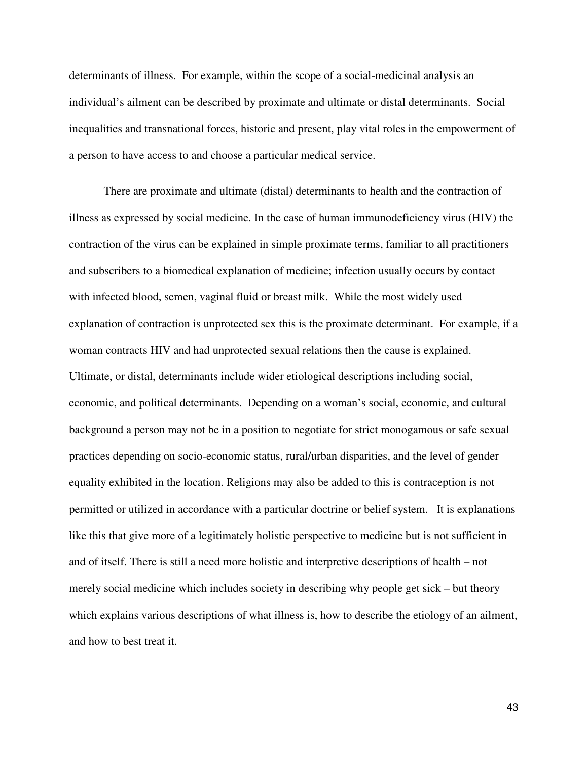determinants of illness. For example, within the scope of a social-medicinal analysis an individual's ailment can be described by proximate and ultimate or distal determinants. Social inequalities and transnational forces, historic and present, play vital roles in the empowerment of a person to have access to and choose a particular medical service.

There are proximate and ultimate (distal) determinants to health and the contraction of illness as expressed by social medicine. In the case of human immunodeficiency virus (HIV) the contraction of the virus can be explained in simple proximate terms, familiar to all practitioners and subscribers to a biomedical explanation of medicine; infection usually occurs by contact with infected blood, semen, vaginal fluid or breast milk. While the most widely used explanation of contraction is unprotected sex this is the proximate determinant. For example, if a woman contracts HIV and had unprotected sexual relations then the cause is explained. Ultimate, or distal, determinants include wider etiological descriptions including social, economic, and political determinants. Depending on a woman's social, economic, and cultural background a person may not be in a position to negotiate for strict monogamous or safe sexual practices depending on socio-economic status, rural/urban disparities, and the level of gender equality exhibited in the location. Religions may also be added to this is contraception is not permitted or utilized in accordance with a particular doctrine or belief system. It is explanations like this that give more of a legitimately holistic perspective to medicine but is not sufficient in and of itself. There is still a need more holistic and interpretive descriptions of health – not merely social medicine which includes society in describing why people get sick – but theory which explains various descriptions of what illness is, how to describe the etiology of an ailment, and how to best treat it.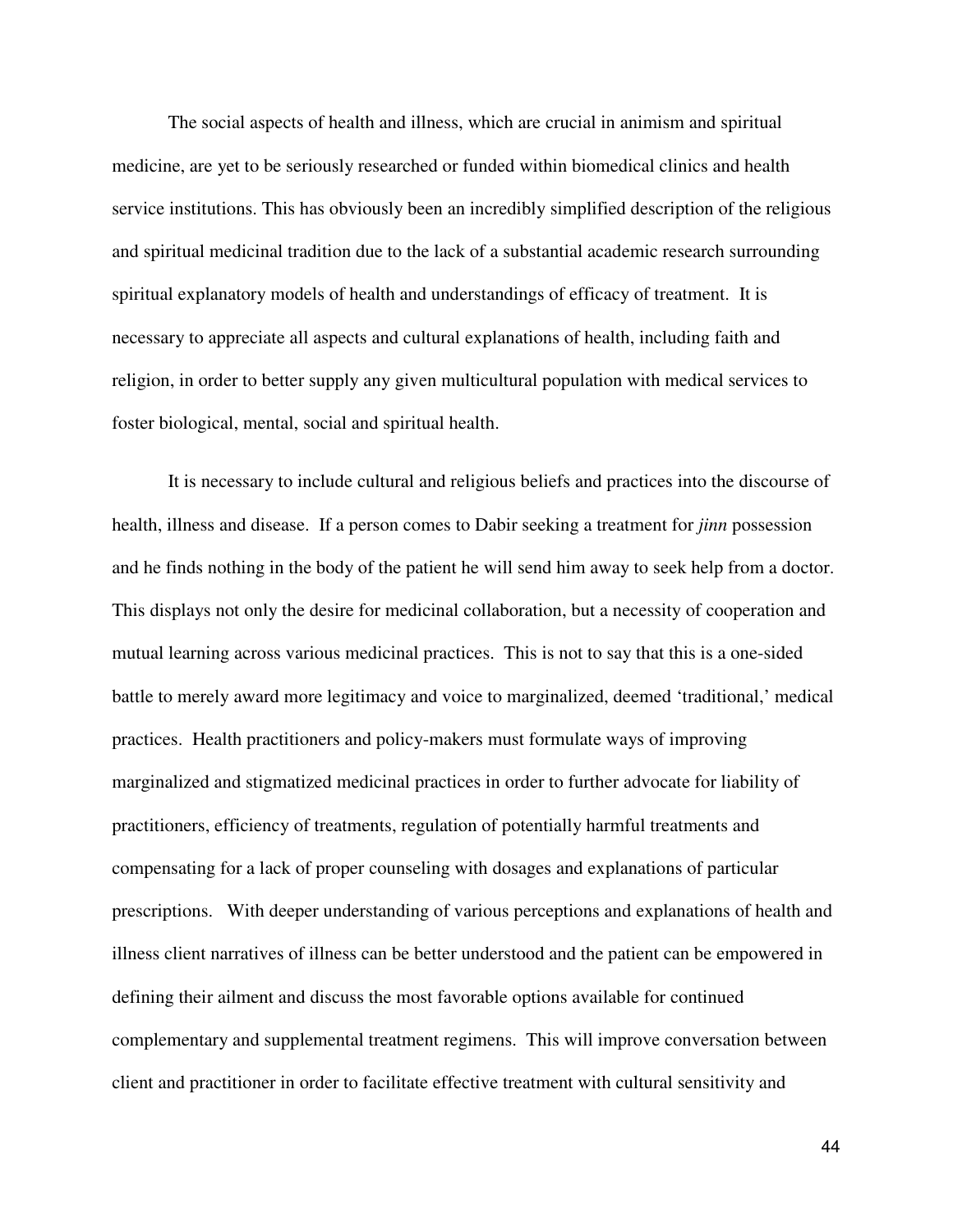The social aspects of health and illness, which are crucial in animism and spiritual medicine, are yet to be seriously researched or funded within biomedical clinics and health service institutions. This has obviously been an incredibly simplified description of the religious and spiritual medicinal tradition due to the lack of a substantial academic research surrounding spiritual explanatory models of health and understandings of efficacy of treatment. It is necessary to appreciate all aspects and cultural explanations of health, including faith and religion, in order to better supply any given multicultural population with medical services to foster biological, mental, social and spiritual health.

It is necessary to include cultural and religious beliefs and practices into the discourse of health, illness and disease. If a person comes to Dabir seeking a treatment for *jinn* possession and he finds nothing in the body of the patient he will send him away to seek help from a doctor. This displays not only the desire for medicinal collaboration, but a necessity of cooperation and mutual learning across various medicinal practices. This is not to say that this is a one-sided battle to merely award more legitimacy and voice to marginalized, deemed 'traditional,' medical practices. Health practitioners and policy-makers must formulate ways of improving marginalized and stigmatized medicinal practices in order to further advocate for liability of practitioners, efficiency of treatments, regulation of potentially harmful treatments and compensating for a lack of proper counseling with dosages and explanations of particular prescriptions. With deeper understanding of various perceptions and explanations of health and illness client narratives of illness can be better understood and the patient can be empowered in defining their ailment and discuss the most favorable options available for continued complementary and supplemental treatment regimens. This will improve conversation between client and practitioner in order to facilitate effective treatment with cultural sensitivity and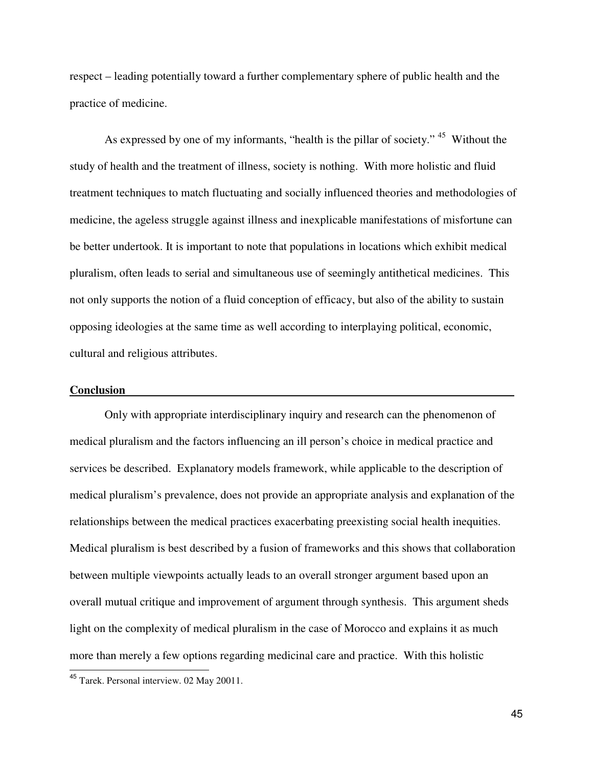respect – leading potentially toward a further complementary sphere of public health and the practice of medicine.

As expressed by one of my informants, "health is the pillar of society." [45] Without the study of health and the treatment of illness, society is nothing. With more holistic and fluid treatment techniques to match fluctuating and socially influenced theories and methodologies of medicine, the ageless struggle against illness and inexplicable manifestations of misfortune can be better undertook. It is important to note that populations in locations which exhibit medical pluralism, often leads to serial and simultaneous use of seemingly antithetical medicines. This not only supports the notion of a fluid conception of efficacy, but also of the ability to sustain opposing ideologies at the same time as well according to interplaying political, economic, cultural and religious attributes.

## Conclusion

Only with appropriate interdisciplinary inquiry and research can the phenomenon of medical pluralism and the factors influencing an ill person's choice in medical practice and services be described. Explanatory models framework, while applicable to the description of medical pluralism's prevalence, does not provide an appropriate analysis and explanation of the relationships between the medical practices exacerbating preexisting social health inequities. Medical pluralism is best described by a fusion of frameworks and this shows that collaboration between multiple viewpoints actually leads to an overall stronger argument based upon an overall mutual critique and improvement of argument through synthesis. This argument sheds light on the complexity of medical pluralism in the case of Morocco and explains it as much more than merely a few options regarding medicinal care and practice. With this holistic

[45] Tarek. Personal interview. 02 May 20011.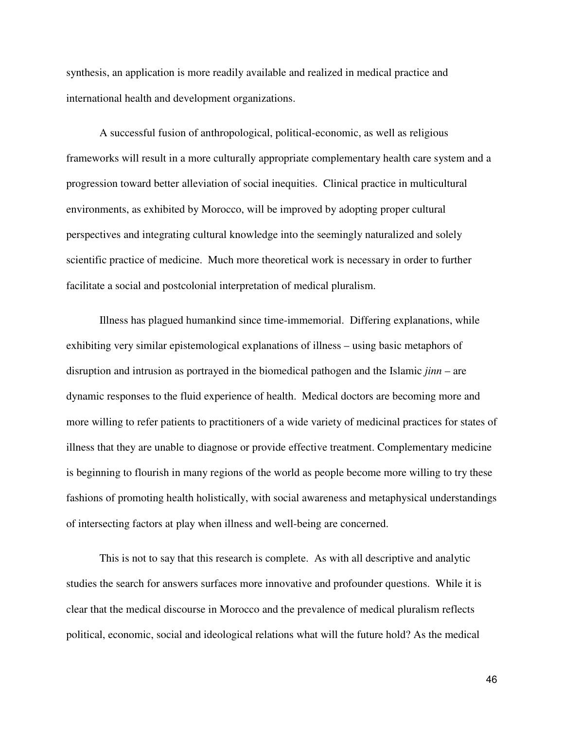synthesis, an application is more readily available and realized in medical practice and international health and development organizations.

A successful fusion of anthropological, political-economic, as well as religious frameworks will result in a more culturally appropriate complementary health care system and a progression toward better alleviation of social inequities. Clinical practice in multicultural environments, as exhibited by Morocco, will be improved by adopting proper cultural perspectives and integrating cultural knowledge into the seemingly naturalized and solely scientific practice of medicine. Much more theoretical work is necessary in order to further facilitate a social and postcolonial interpretation of medical pluralism.

Illness has plagued humankind since time-immemorial. Differing explanations, while exhibiting very similar epistemological explanations of illness – using basic metaphors of disruption and intrusion as portrayed in the biomedical pathogen and the Islamic *jinn* – are dynamic responses to the fluid experience of health. Medical doctors are becoming more and more willing to refer patients to practitioners of a wide variety of medicinal practices for states of illness that they are unable to diagnose or provide effective treatment. Complementary medicine is beginning to flourish in many regions of the world as people become more willing to try these fashions of promoting health holistically, with social awareness and metaphysical understandings of intersecting factors at play when illness and well-being are concerned.

This is not to say that this research is complete. As with all descriptive and analytic studies the search for answers surfaces more innovative and profounder questions. While it is clear that the medical discourse in Morocco and the prevalence of medical pluralism reflects political, economic, social and ideological relations what will the future hold? As the medical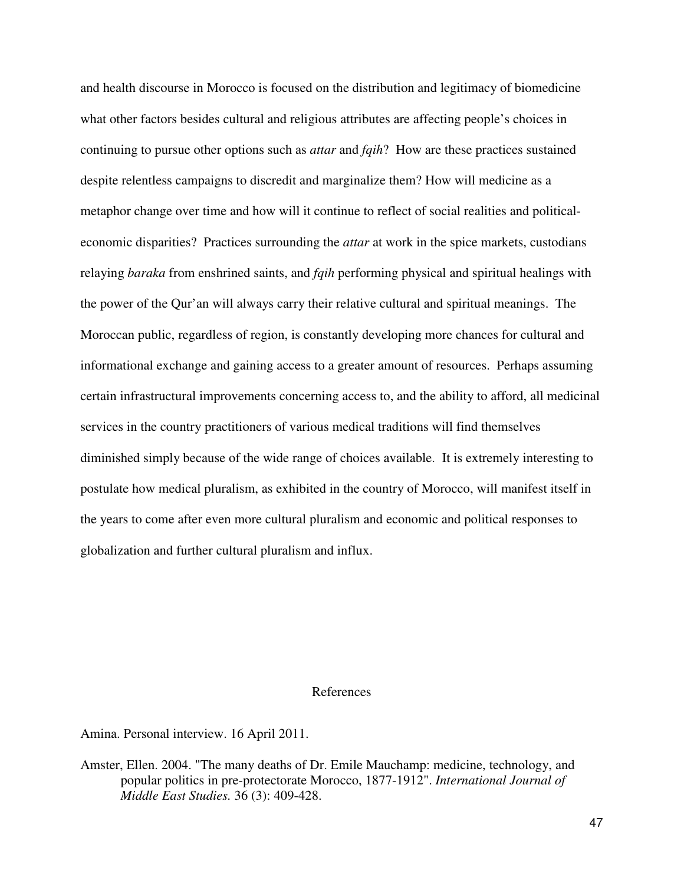and health discourse in Morocco is focused on the distribution and legitimacy of biomedicine what other factors besides cultural and religious attributes are affecting people's choices in continuing to pursue other options such as *attar* and *fqih*? How are these practices sustained despite relentless campaigns to discredit and marginalize them? How will medicine as a metaphor change over time and how will it continue to reflect of social realities and political-economic disparities? Practices surrounding the *attar* at work in the spice markets, custodians relaying *baraka* from enshrined saints, and *fqih* performing physical and spiritual healings with the power of the Qur'an will always carry their relative cultural and spiritual meanings. The Moroccan public, regardless of region, is constantly developing more chances for cultural and informational exchange and gaining access to a greater amount of resources. Perhaps assuming certain infrastructural improvements concerning access to, and the ability to afford, all medicinal services in the country practitioners of various medical traditions will find themselves diminished simply because of the wide range of choices available. It is extremely interesting to postulate how medical pluralism, as exhibited in the country of Morocco, will manifest itself in the years to come after even more cultural pluralism and economic and political responses to globalization and further cultural pluralism and influx.

## References

Amina. Personal interview. 16 April 2011.

Amster, Ellen. 2004. "The many deaths of Dr. Emile Mauchamp: medicine, technology, and popular politics in pre-protectorate Morocco, 1877-1912". *International Journal of Middle East Studies.* 36 (3): 409-428.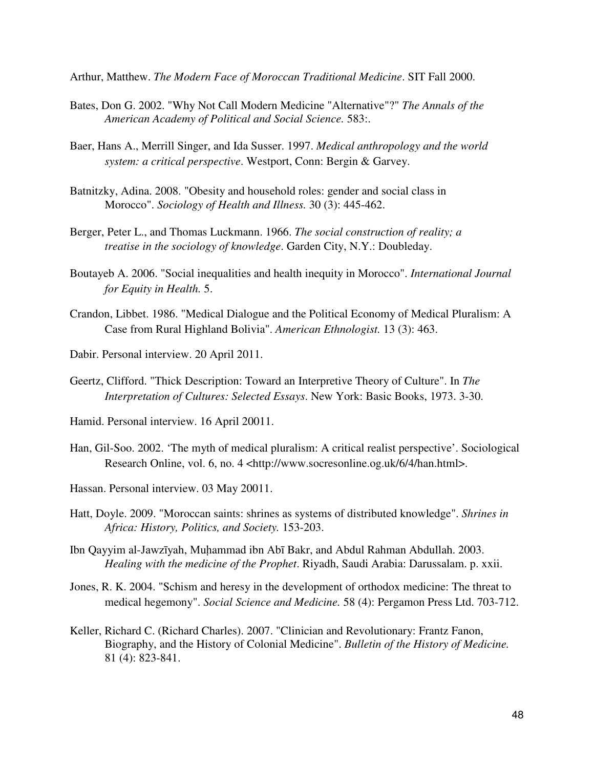Arthur, Matthew. *The Modern Face of Moroccan Traditional Medicine*. SIT Fall 2000.

Bates, Don G. 2002. "Why Not Call Modern Medicine "Alternative"?" *The Annals of the American Academy of Political and Social Science.* 583:.

Baer, Hans A., Merrill Singer, and Ida Susser. 1997. *Medical anthropology and the world system: a critical perspective*. Westport, Conn: Bergin & Garvey.

Batnitzky, Adina. 2008. "Obesity and household roles: gender and social class in Morocco". *Sociology of Health and Illness.* 30 (3): 445-462.

Berger, Peter L., and Thomas Luckmann. 1966. *The social construction of reality; a treatise in the sociology of knowledge*. Garden City, N.Y.: Doubleday.

Boutayeb A. 2006. "Social inequalities and health inequity in Morocco". *International Journal for Equity in Health.* 5.

Crandon, Libbet. 1986. "Medical Dialogue and the Political Economy of Medical Pluralism: A Case from Rural Highland Bolivia". *American Ethnologist.* 13 (3): 463.

Dabir. Personal interview. 20 April 2011.

Geertz, Clifford. "Thick Description: Toward an Interpretive Theory of Culture". In *The Interpretation of Cultures: Selected Essays*. New York: Basic Books, 1973. 3-30.

Hamid. Personal interview. 16 April 20011.

Han, Gil-Soo. 2002. 'The myth of medical pluralism: A critical realist perspective'. Sociological Research Online, vol. 6, no. 4 <http://www.socresonline.og.uk/6/4/han.html>.

Hassan. Personal interview. 03 May 20011.

Hatt, Doyle. 2009. "Moroccan saints: shrines as systems of distributed knowledge". *Shrines in Africa: History, Politics, and Society.* 153-203.

Ibn Qayyim al-Jawzīyah, Muḥammad ibn Abī Bakr, and Abdul Rahman Abdullah. 2003. *Healing with the medicine of the Prophet*. Riyadh, Saudi Arabia: Darussalam. p. xxii.

Jones, R. K. 2004. "Schism and heresy in the development of orthodox medicine: The threat to medical hegemony". *Social Science and Medicine.* 58 (4): Pergamon Press Ltd. 703-712.

Keller, Richard C. (Richard Charles). 2007. "Clinician and Revolutionary: Frantz Fanon, Biography, and the History of Colonial Medicine". *Bulletin of the History of Medicine.* 81 (4): 823-841.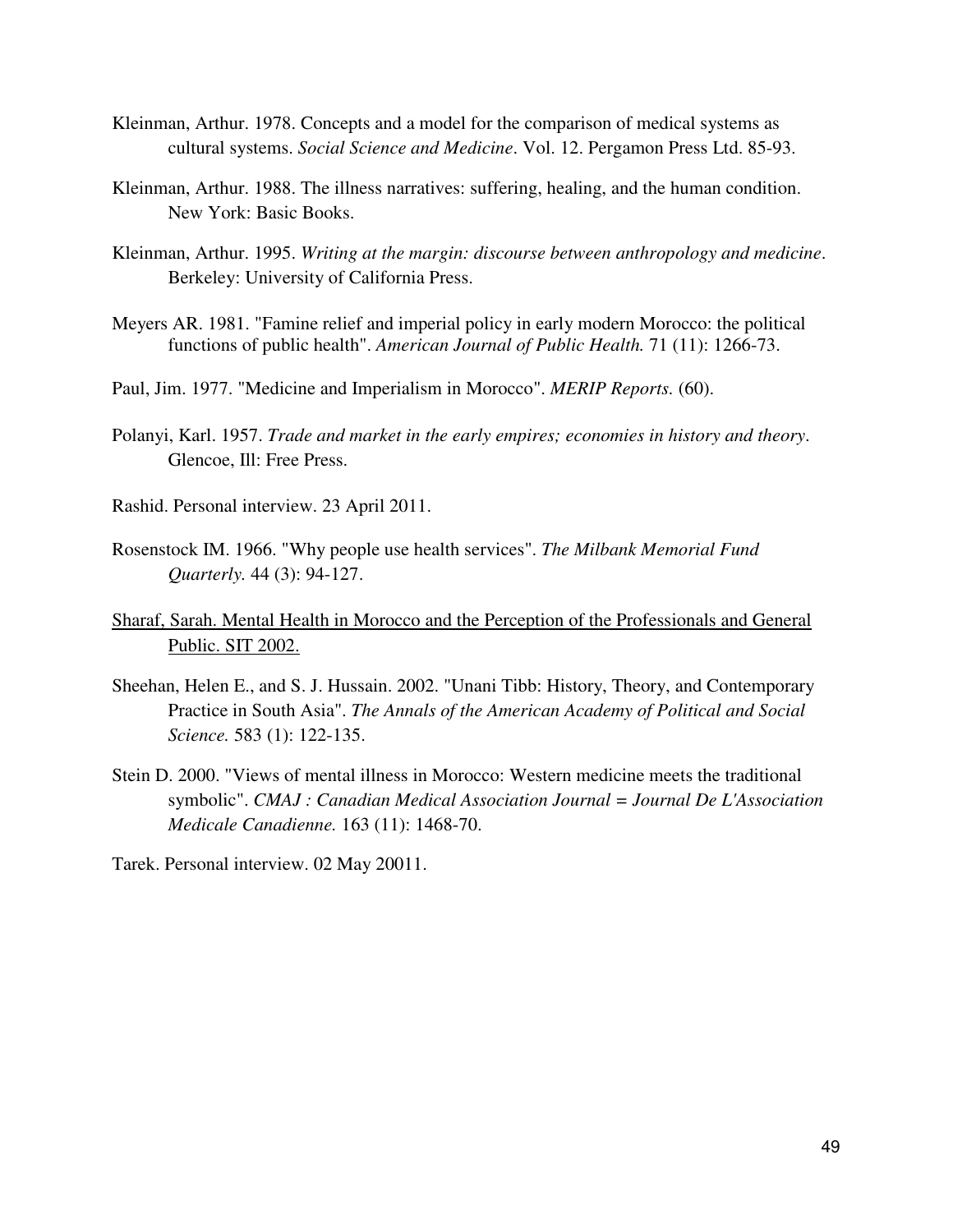Kleinman, Arthur. 1978. Concepts and a model for the comparison of medical systems as cultural systems. *Social Science and Medicine*. Vol. 12. Pergamon Press Ltd. 85-93.

Kleinman, Arthur. 1988. The illness narratives: suffering, healing, and the human condition. New York: Basic Books.

Kleinman, Arthur. 1995. *Writing at the margin: discourse between anthropology and medicine*. Berkeley: University of California Press.

Meyers AR. 1981. "Famine relief and imperial policy in early modern Morocco: the political functions of public health". *American Journal of Public Health.* 71 (11): 1266-73.

Paul, Jim. 1977. "Medicine and Imperialism in Morocco". *MERIP Reports.* (60).

Polanyi, Karl. 1957. *Trade and market in the early empires; economies in history and theory*. Glencoe, Ill: Free Press.

Rashid. Personal interview. 23 April 2011.

Rosenstock IM. 1966. "Why people use health services". *The Milbank Memorial Fund Quarterly.* 44 (3): 94-127.

<u>Sharaf, Sarah. Mental Health in Morocco and the Perception of the Professionals and General Public. SIT 2002.</u>

Sheehan, Helen E., and S. J. Hussain. 2002. "Unani Tibb: History, Theory, and Contemporary Practice in South Asia". *The Annals of the American Academy of Political and Social Science.* 583 (1): 122-135.

Stein D. 2000. "Views of mental illness in Morocco: Western medicine meets the traditional symbolic". *CMAJ : Canadian Medical Association Journal = Journal De L'Association Medicale Canadienne.* 163 (11): 1468-70.

Tarek. Personal interview. 02 May 20011.